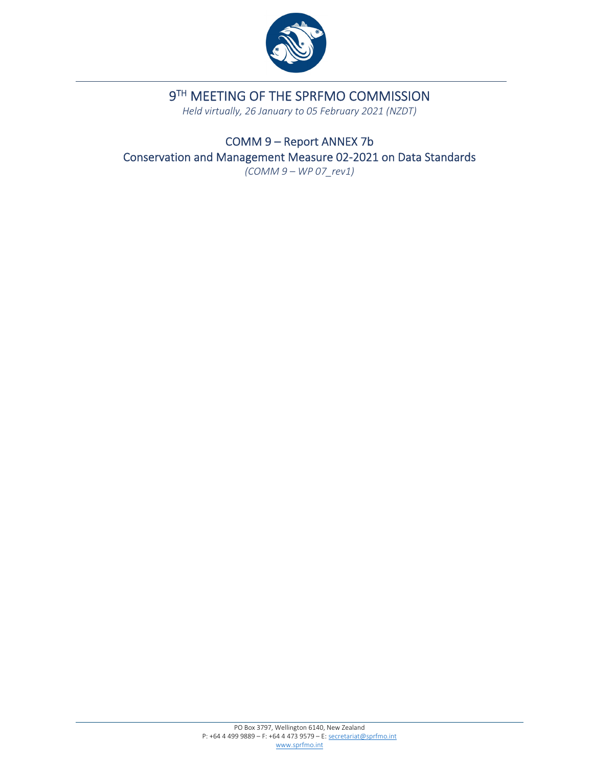# 9[TH] MEETING OF THE SPRFMO COMMISSION

*Held virtually, 26 January to 05 February 2021 (NZDT)*

## COMM 9 – Report ANNEX 7b
## Conservation and Management Measure 02-2021 on Data Standards

*(COMM 9 – WP 07_rev1)*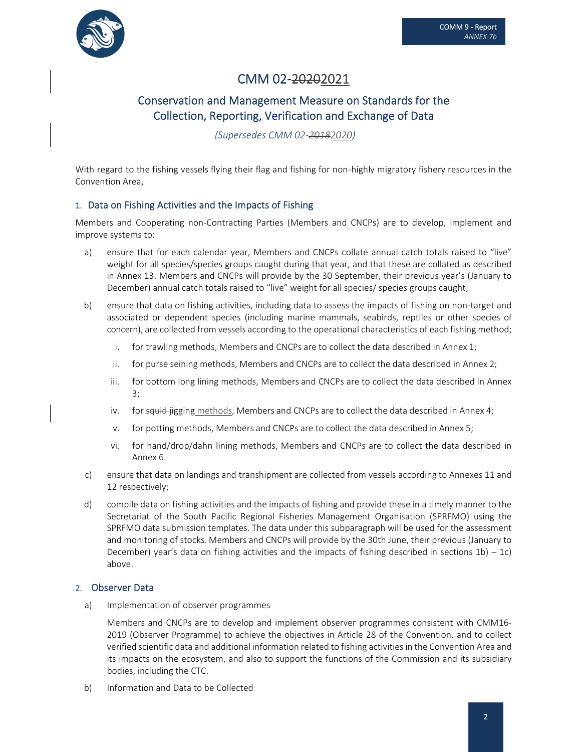# CMM 02-~~2020~~2021

## Conservation and Management Measure on Standards for the Collection, Reporting, Verification and Exchange of Data

*(Supersedes CMM 02-~~2018~~2020)*

With regard to the fishing vessels flying their flag and fishing for non-highly migratory fishery resources in the Convention Area,

### 1. Data on Fishing Activities and the Impacts of Fishing

Members and Cooperating non-Contracting Parties (Members and CNCPs) are to develop, implement and improve systems to:

a) ensure that for each calendar year, Members and CNCPs collate annual catch totals raised to "live" weight for all species/species groups caught during that year, and that these are collated as described in Annex 13. Members and CNCPs will provide by the 30 September, their previous year's (January to December) annual catch totals raised to "live" weight for all species/ species groups caught;

b) ensure that data on fishing activities, including data to assess the impacts of fishing on non-target and associated or dependent species (including marine mammals, seabirds, reptiles or other species of concern), are collected from vessels according to the operational characteristics of each fishing method;

   i. for trawling methods, Members and CNCPs are to collect the data described in Annex 1;

   ii. for purse seining methods, Members and CNCPs are to collect the data described in Annex 2;

   iii. for bottom long lining methods, Members and CNCPs are to collect the data described in Annex 3;

   iv. for ~~squid~~ jigging methods, Members and CNCPs are to collect the data described in Annex 4;

   v. for potting methods, Members and CNCPs are to collect the data described in Annex 5;

   vi. for hand/drop/dahn lining methods, Members and CNCPs are to collect the data described in Annex 6.

c) ensure that data on landings and transhipment are collected from vessels according to Annexes 11 and 12 respectively;

d) compile data on fishing activities and the impacts of fishing and provide these in a timely manner to the Secretariat of the South Pacific Regional Fisheries Management Organisation (SPRFMO) using the SPRFMO data submission templates. The data under this subparagraph will be used for the assessment and monitoring of stocks. Members and CNCPs will provide by the 30th June, their previous (January to December) year's data on fishing activities and the impacts of fishing described in sections 1b) – 1c) above.

### 2. Observer Data

a) Implementation of observer programmes

   Members and CNCPs are to develop and implement observer programmes consistent with CMM16-2019 (Observer Programme) to achieve the objectives in Article 28 of the Convention, and to collect verified scientific data and additional information related to fishing activities in the Convention Area and its impacts on the ecosystem, and also to support the functions of the Commission and its subsidiary bodies, including the CTC.

b) Information and Data to be Collected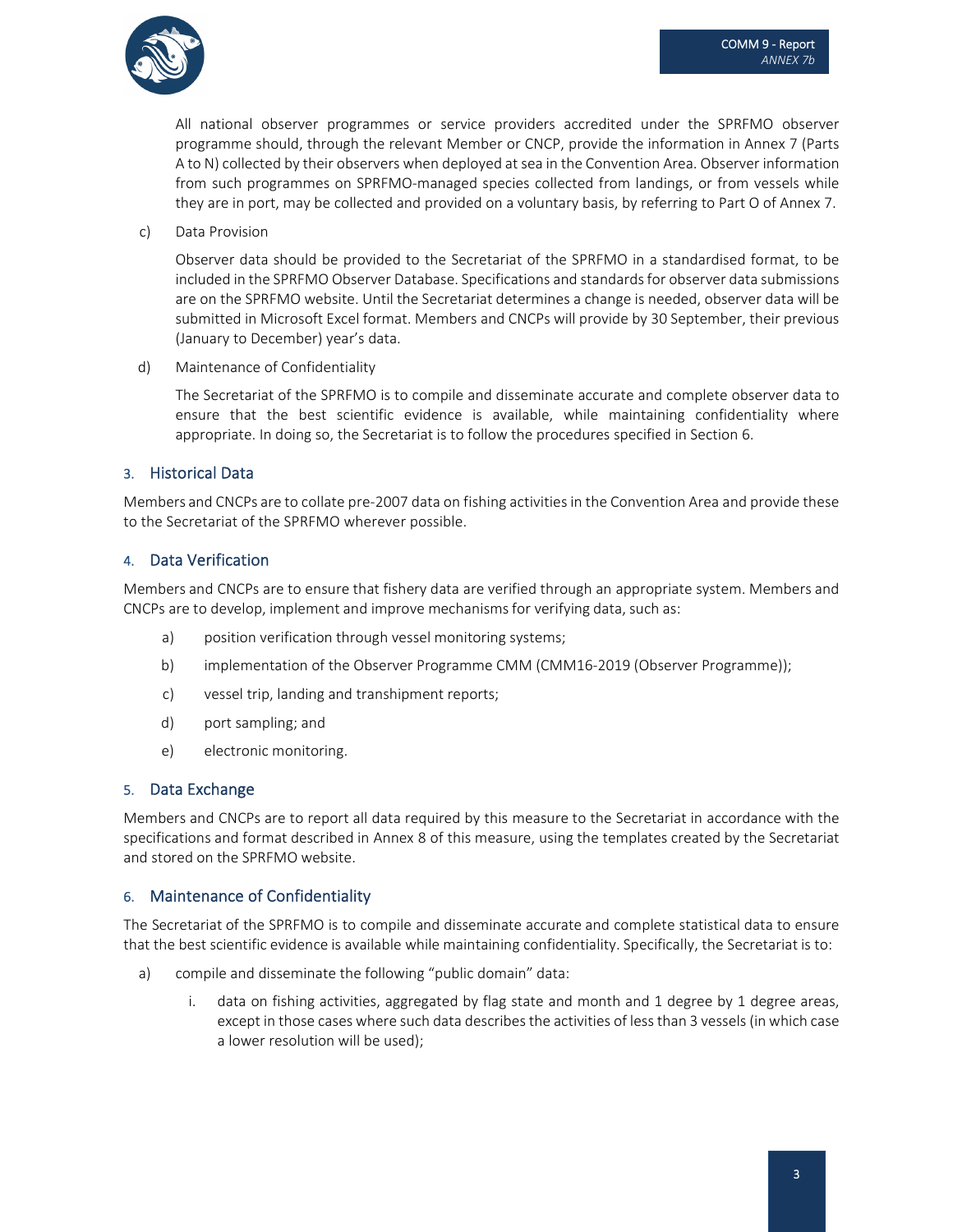All national observer programmes or service providers accredited under the SPRFMO observer programme should, through the relevant Member or CNCP, provide the information in Annex 7 (Parts A to N) collected by their observers when deployed at sea in the Convention Area. Observer information from such programmes on SPRFMO-managed species collected from landings, or from vessels while they are in port, may be collected and provided on a voluntary basis, by referring to Part O of Annex 7.

c) Data Provision

Observer data should be provided to the Secretariat of the SPRFMO in a standardised format, to be included in the SPRFMO Observer Database. Specifications and standards for observer data submissions are on the SPRFMO website. Until the Secretariat determines a change is needed, observer data will be submitted in Microsoft Excel format. Members and CNCPs will provide by 30 September, their previous (January to December) year's data.

d) Maintenance of Confidentiality

The Secretariat of the SPRFMO is to compile and disseminate accurate and complete observer data to ensure that the best scientific evidence is available, while maintaining confidentiality where appropriate. In doing so, the Secretariat is to follow the procedures specified in Section 6.

## 3. Historical Data

Members and CNCPs are to collate pre-2007 data on fishing activities in the Convention Area and provide these to the Secretariat of the SPRFMO wherever possible.

## 4. Data Verification

Members and CNCPs are to ensure that fishery data are verified through an appropriate system. Members and CNCPs are to develop, implement and improve mechanisms for verifying data, such as:

a) position verification through vessel monitoring systems;

b) implementation of the Observer Programme CMM (CMM16-2019 (Observer Programme));

c) vessel trip, landing and transhipment reports;

d) port sampling; and

e) electronic monitoring.

## 5. Data Exchange

Members and CNCPs are to report all data required by this measure to the Secretariat in accordance with the specifications and format described in Annex 8 of this measure, using the templates created by the Secretariat and stored on the SPRFMO website.

## 6. Maintenance of Confidentiality

The Secretariat of the SPRFMO is to compile and disseminate accurate and complete statistical data to ensure that the best scientific evidence is available while maintaining confidentiality. Specifically, the Secretariat is to:

a) compile and disseminate the following "public domain" data:

   i. data on fishing activities, aggregated by flag state and month and 1 degree by 1 degree areas, except in those cases where such data describes the activities of less than 3 vessels (in which case a lower resolution will be used);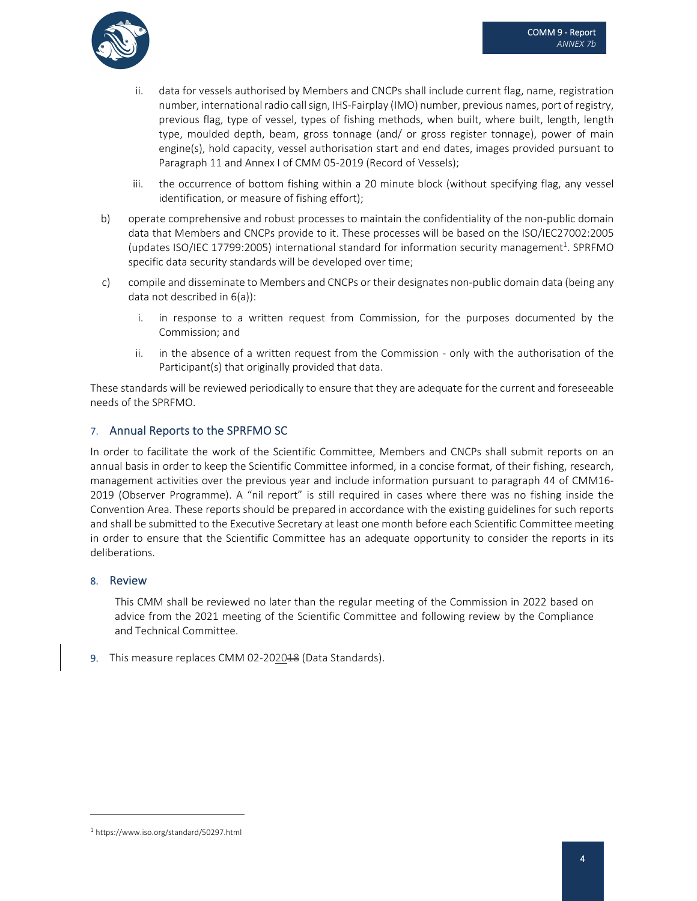ii. data for vessels authorised by Members and CNCPs shall include current flag, name, registration number, international radio call sign, IHS-Fairplay (IMO) number, previous names, port of registry, previous flag, type of vessel, types of fishing methods, when built, where built, length, length type, moulded depth, beam, gross tonnage (and/ or gross register tonnage), power of main engine(s), hold capacity, vessel authorisation start and end dates, images provided pursuant to Paragraph 11 and Annex I of CMM 05-2019 (Record of Vessels);

   iii. the occurrence of bottom fishing within a 20 minute block (without specifying flag, any vessel identification, or measure of fishing effort);

b) operate comprehensive and robust processes to maintain the confidentiality of the non-public domain data that Members and CNCPs provide to it. These processes will be based on the ISO/IEC27002:2005 (updates ISO/IEC 17799:2005) international standard for information security management[1]. SPRFMO specific data security standards will be developed over time;

c) compile and disseminate to Members and CNCPs or their designates non-public domain data (being any data not described in 6(a)):

   i. in response to a written request from Commission, for the purposes documented by the Commission; and

   ii. in the absence of a written request from the Commission - only with the authorisation of the Participant(s) that originally provided that data.

These standards will be reviewed periodically to ensure that they are adequate for the current and foreseeable needs of the SPRFMO.

## 7. Annual Reports to the SPRFMO SC

In order to facilitate the work of the Scientific Committee, Members and CNCPs shall submit reports on an annual basis in order to keep the Scientific Committee informed, in a concise format, of their fishing, research, management activities over the previous year and include information pursuant to paragraph 44 of CMM16-2019 (Observer Programme). A "nil report" is still required in cases where there was no fishing inside the Convention Area. These reports should be prepared in accordance with the existing guidelines for such reports and shall be submitted to the Executive Secretary at least one month before each Scientific Committee meeting in order to ensure that the Scientific Committee has an adequate opportunity to consider the reports in its deliberations.

## 8. Review

This CMM shall be reviewed no later than the regular meeting of the Commission in 2022 based on advice from the 2021 meeting of the Scientific Committee and following review by the Compliance and Technical Committee.

9. This measure replaces CMM 02-20~~18~~20 (Data Standards).

---

[1] https://www.iso.org/standard/50297.html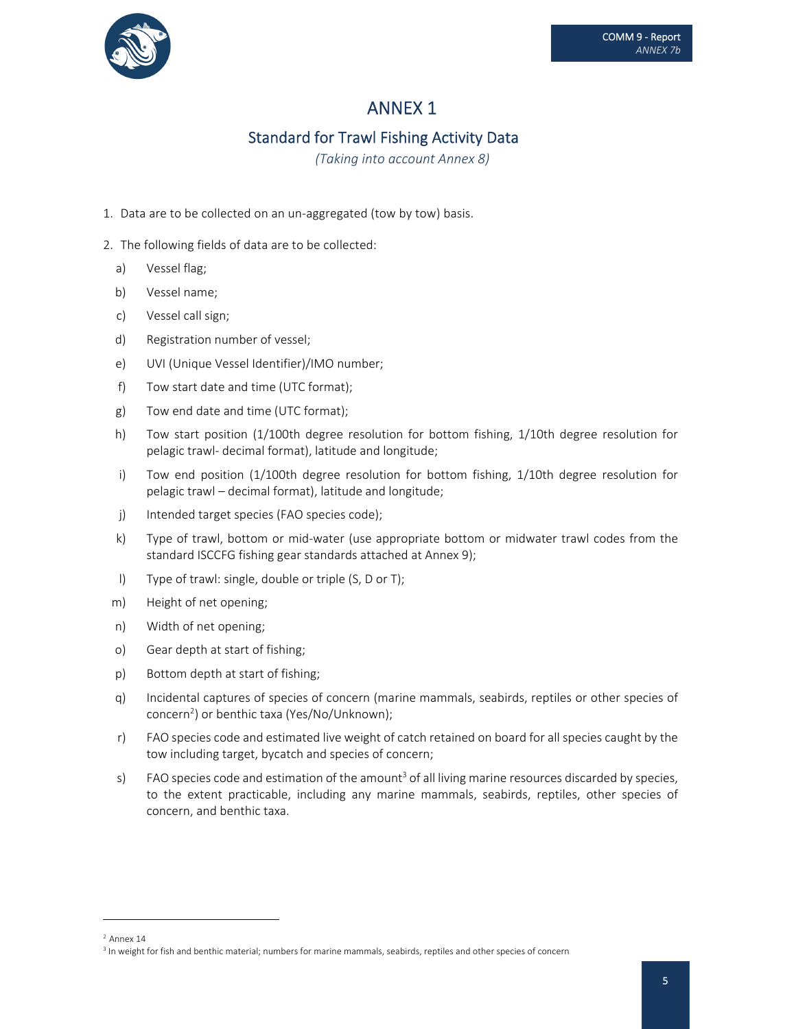# ANNEX 1

## Standard for Trawl Fishing Activity Data

*(Taking into account Annex 8)*

1. Data are to be collected on an un-aggregated (tow by tow) basis.
2. The following fields of data are to be collected:
   - a) Vessel flag;
   - b) Vessel name;
   - c) Vessel call sign;
   - d) Registration number of vessel;
   - e) UVI (Unique Vessel Identifier)/IMO number;
   - f) Tow start date and time (UTC format);
   - g) Tow end date and time (UTC format);
   - h) Tow start position (1/100th degree resolution for bottom fishing, 1/10th degree resolution for pelagic trawl- decimal format), latitude and longitude;
   - i) Tow end position (1/100th degree resolution for bottom fishing, 1/10th degree resolution for pelagic trawl – decimal format), latitude and longitude;
   - j) Intended target species (FAO species code);
   - k) Type of trawl, bottom or mid-water (use appropriate bottom or midwater trawl codes from the standard ISCCFG fishing gear standards attached at Annex 9);
   - l) Type of trawl: single, double or triple (S, D or T);
   - m) Height of net opening;
   - n) Width of net opening;
   - o) Gear depth at start of fishing;
   - p) Bottom depth at start of fishing;
   - q) Incidental captures of species of concern (marine mammals, seabirds, reptiles or other species of concern[2]) or benthic taxa (Yes/No/Unknown);
   - r) FAO species code and estimated live weight of catch retained on board for all species caught by the tow including target, bycatch and species of concern;
   - s) FAO species code and estimation of the amount[3] of all living marine resources discarded by species, to the extent practicable, including any marine mammals, seabirds, reptiles, other species of concern, and benthic taxa.

---

[2] Annex 14

[3] In weight for fish and benthic material; numbers for marine mammals, seabirds, reptiles and other species of concern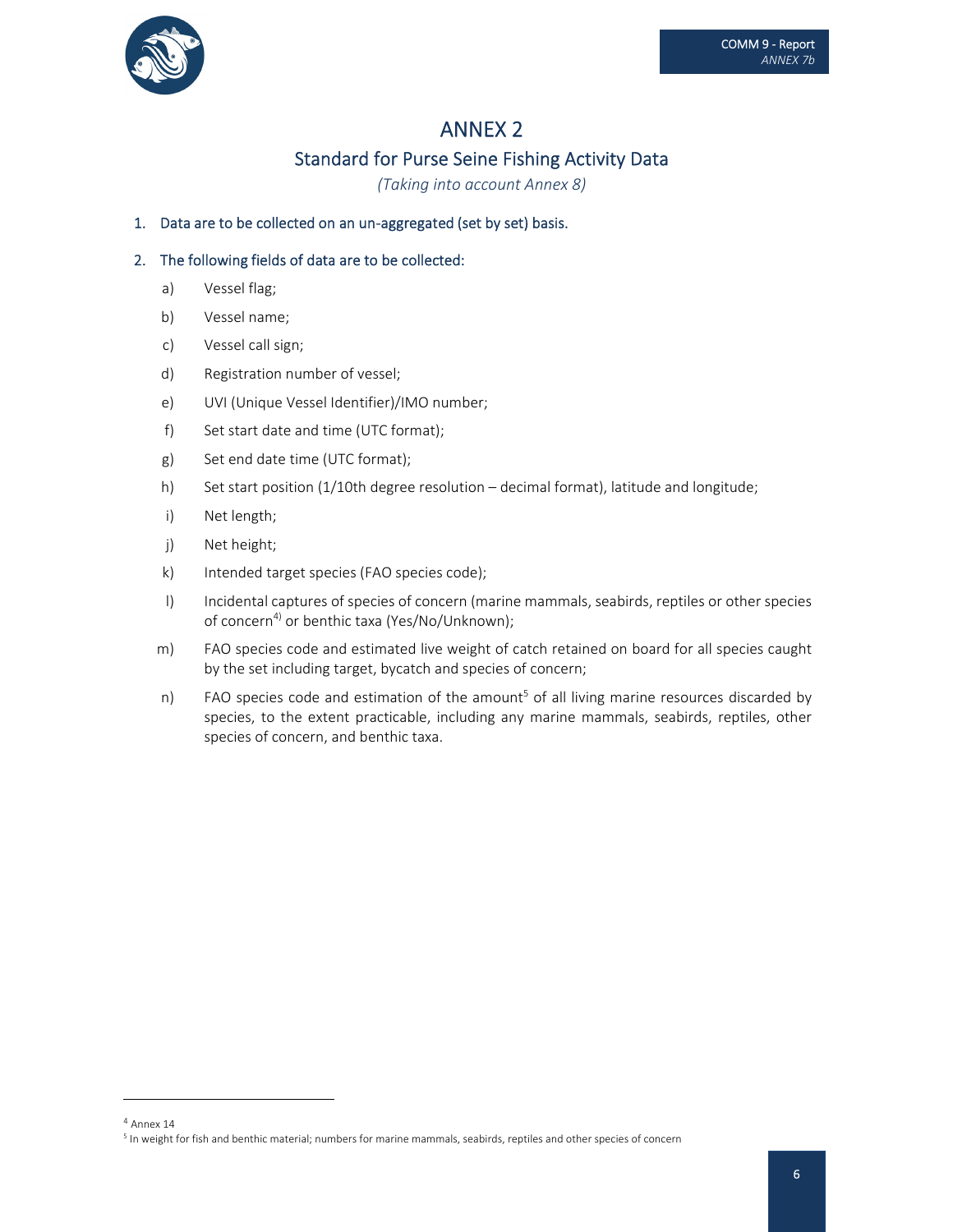# ANNEX 2

## Standard for Purse Seine Fishing Activity Data

*(Taking into account Annex 8)*

1. Data are to be collected on an un-aggregated (set by set) basis.

2. The following fields of data are to be collected:

   a) Vessel flag;

   b) Vessel name;

   c) Vessel call sign;

   d) Registration number of vessel;

   e) UVI (Unique Vessel Identifier)/IMO number;

   f) Set start date and time (UTC format);

   g) Set end date time (UTC format);

   h) Set start position (1/10th degree resolution – decimal format), latitude and longitude;

   i) Net length;

   j) Net height;

   k) Intended target species (FAO species code);

   l) Incidental captures of species of concern (marine mammals, seabirds, reptiles or other species of concern[4)] or benthic taxa (Yes/No/Unknown);

   m) FAO species code and estimated live weight of catch retained on board for all species caught by the set including target, bycatch and species of concern;

   n) FAO species code and estimation of the amount[5] of all living marine resources discarded by species, to the extent practicable, including any marine mammals, seabirds, reptiles, other species of concern, and benthic taxa.

---

[4] Annex 14

[5] In weight for fish and benthic material; numbers for marine mammals, seabirds, reptiles and other species of concern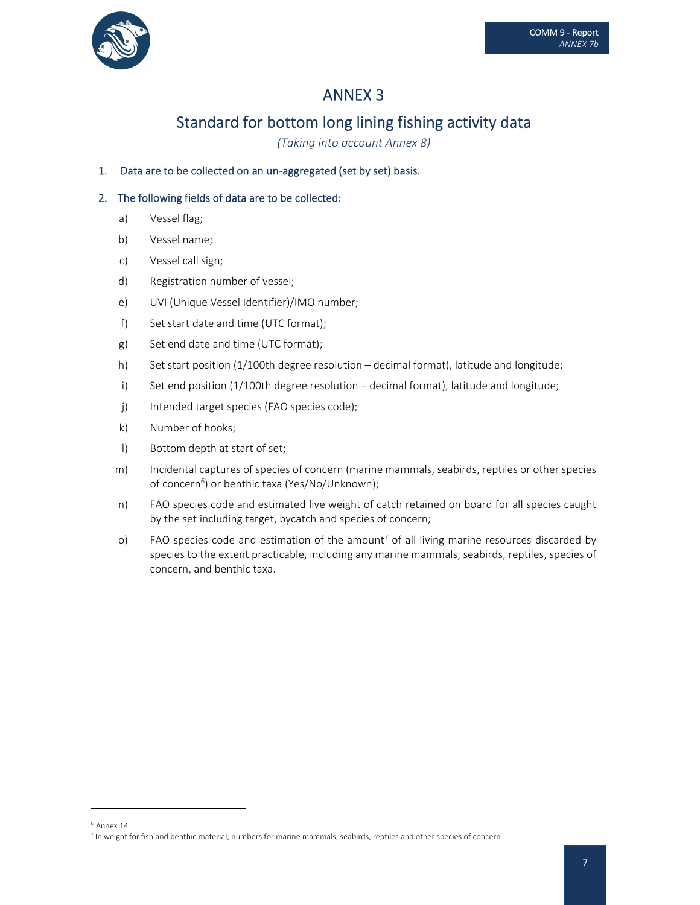# ANNEX 3

## Standard for bottom long lining fishing activity data

*(Taking into account Annex 8)*

1. Data are to be collected on an un-aggregated (set by set) basis.

2. The following fields of data are to be collected:

   a) Vessel flag;

   b) Vessel name;

   c) Vessel call sign;

   d) Registration number of vessel;

   e) UVI (Unique Vessel Identifier)/IMO number;

   f) Set start date and time (UTC format);

   g) Set end date and time (UTC format);

   h) Set start position (1/100th degree resolution – decimal format), latitude and longitude;

   i) Set end position (1/100th degree resolution – decimal format), latitude and longitude;

   j) Intended target species (FAO species code);

   k) Number of hooks;

   l) Bottom depth at start of set;

   m) Incidental captures of species of concern (marine mammals, seabirds, reptiles or other species of concern[6]) or benthic taxa (Yes/No/Unknown);

   n) FAO species code and estimated live weight of catch retained on board for all species caught by the set including target, bycatch and species of concern;

   o) FAO species code and estimation of the amount[7] of all living marine resources discarded by species to the extent practicable, including any marine mammals, seabirds, reptiles, species of concern, and benthic taxa.

---

[6] Annex 14

[7] In weight for fish and benthic material; numbers for marine mammals, seabirds, reptiles and other species of concern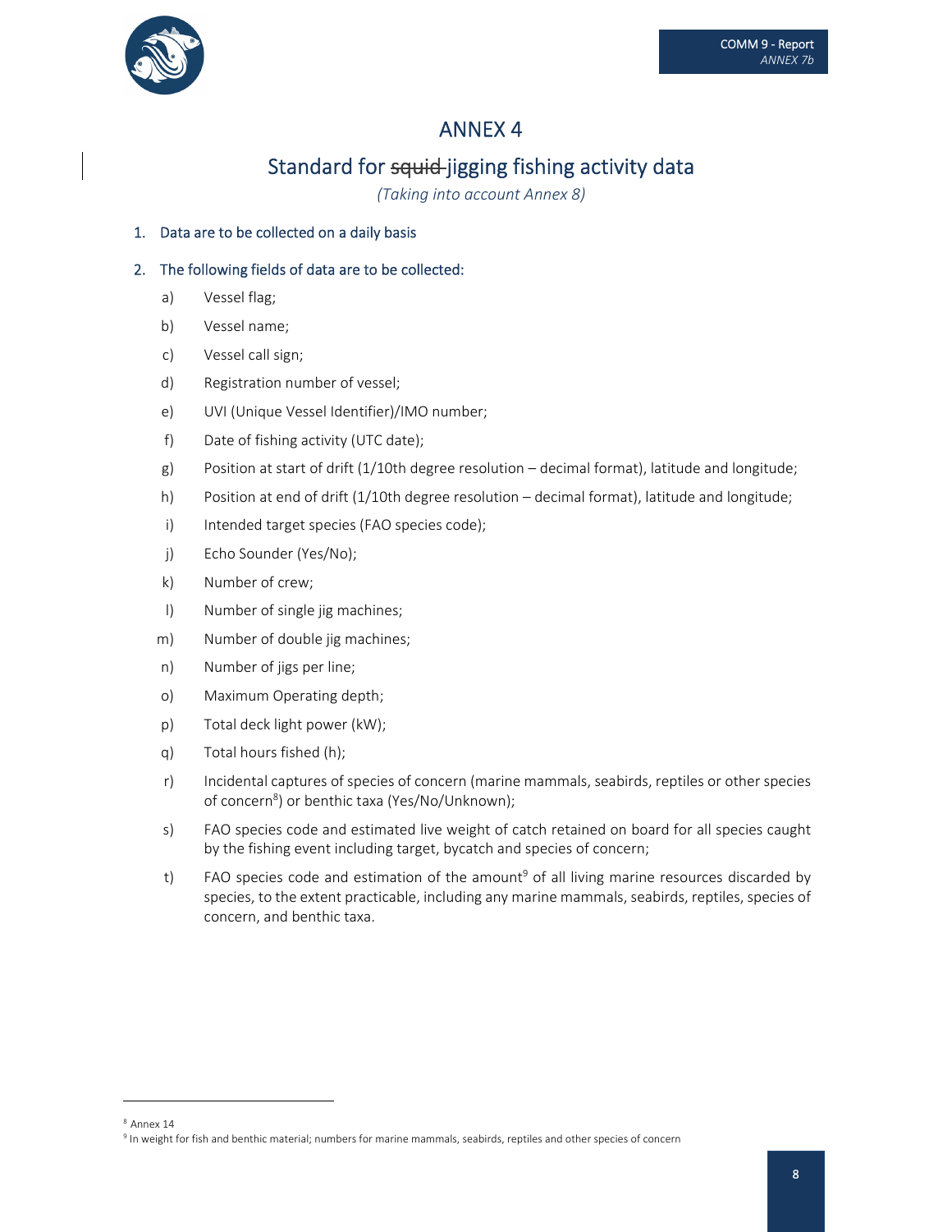# ANNEX 4

## Standard for ~~squid~~ jigging fishing activity data

*(Taking into account Annex 8)*

1. Data are to be collected on a daily basis

2. The following fields of data are to be collected:

   a) Vessel flag;

   b) Vessel name;

   c) Vessel call sign;

   d) Registration number of vessel;

   e) UVI (Unique Vessel Identifier)/IMO number;

   f) Date of fishing activity (UTC date);

   g) Position at start of drift (1/10th degree resolution – decimal format), latitude and longitude;

   h) Position at end of drift (1/10th degree resolution – decimal format), latitude and longitude;

   i) Intended target species (FAO species code);

   j) Echo Sounder (Yes/No);

   k) Number of crew;

   l) Number of single jig machines;

   m) Number of double jig machines;

   n) Number of jigs per line;

   o) Maximum Operating depth;

   p) Total deck light power (kW);

   q) Total hours fished (h);

   r) Incidental captures of species of concern (marine mammals, seabirds, reptiles or other species of concern[8]) or benthic taxa (Yes/No/Unknown);

   s) FAO species code and estimated live weight of catch retained on board for all species caught by the fishing event including target, bycatch and species of concern;

   t) FAO species code and estimation of the amount[9] of all living marine resources discarded by species, to the extent practicable, including any marine mammals, seabirds, reptiles, species of concern, and benthic taxa.

---

[8] Annex 14

[9] In weight for fish and benthic material; numbers for marine mammals, seabirds, reptiles and other species of concern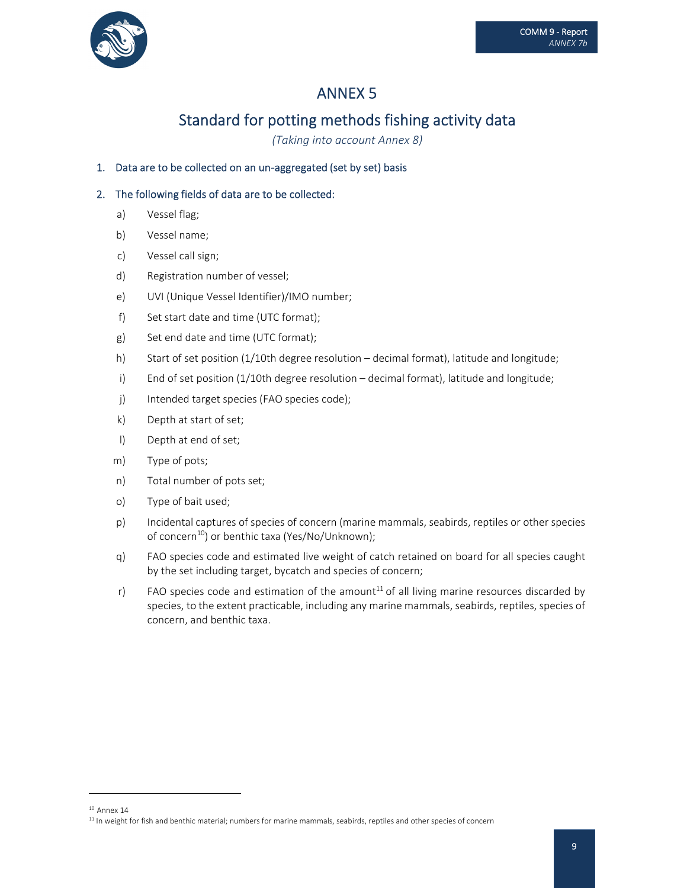# ANNEX 5

## Standard for potting methods fishing activity data

*(Taking into account Annex 8)*

1. Data are to be collected on an un-aggregated (set by set) basis

2. The following fields of data are to be collected:

   a) Vessel flag;

   b) Vessel name;

   c) Vessel call sign;

   d) Registration number of vessel;

   e) UVI (Unique Vessel Identifier)/IMO number;

   f) Set start date and time (UTC format);

   g) Set end date and time (UTC format);

   h) Start of set position (1/10th degree resolution – decimal format), latitude and longitude;

   i) End of set position (1/10th degree resolution – decimal format), latitude and longitude;

   j) Intended target species (FAO species code);

   k) Depth at start of set;

   l) Depth at end of set;

   m) Type of pots;

   n) Total number of pots set;

   o) Type of bait used;

   p) Incidental captures of species of concern (marine mammals, seabirds, reptiles or other species of concern[10]) or benthic taxa (Yes/No/Unknown);

   q) FAO species code and estimated live weight of catch retained on board for all species caught by the set including target, bycatch and species of concern;

   r) FAO species code and estimation of the amount[11] of all living marine resources discarded by species, to the extent practicable, including any marine mammals, seabirds, reptiles, species of concern, and benthic taxa.

---

[10] Annex 14

[11] In weight for fish and benthic material; numbers for marine mammals, seabirds, reptiles and other species of concern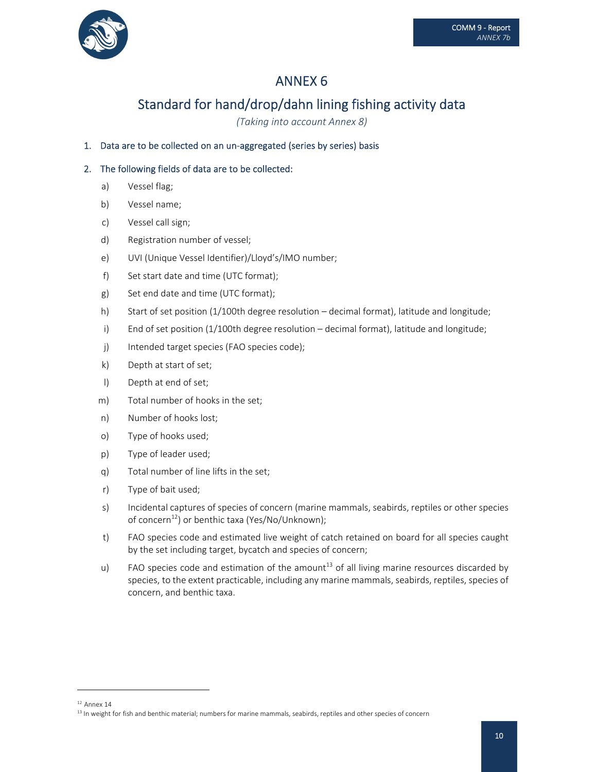# ANNEX 6

## Standard for hand/drop/dahn lining fishing activity data

*(Taking into account Annex 8)*

1. Data are to be collected on an un-aggregated (series by series) basis

2. The following fields of data are to be collected:

   a) Vessel flag;

   b) Vessel name;

   c) Vessel call sign;

   d) Registration number of vessel;

   e) UVI (Unique Vessel Identifier)/Lloyd's/IMO number;

   f) Set start date and time (UTC format);

   g) Set end date and time (UTC format);

   h) Start of set position (1/100th degree resolution – decimal format), latitude and longitude;

   i) End of set position (1/100th degree resolution – decimal format), latitude and longitude;

   j) Intended target species (FAO species code);

   k) Depth at start of set;

   l) Depth at end of set;

   m) Total number of hooks in the set;

   n) Number of hooks lost;

   o) Type of hooks used;

   p) Type of leader used;

   q) Total number of line lifts in the set;

   r) Type of bait used;

   s) Incidental captures of species of concern (marine mammals, seabirds, reptiles or other species of concern[12]) or benthic taxa (Yes/No/Unknown);

   t) FAO species code and estimated live weight of catch retained on board for all species caught by the set including target, bycatch and species of concern;

   u) FAO species code and estimation of the amount[13] of all living marine resources discarded by species, to the extent practicable, including any marine mammals, seabirds, reptiles, species of concern, and benthic taxa.

---

[12] Annex 14

[13] In weight for fish and benthic material; numbers for marine mammals, seabirds, reptiles and other species of concern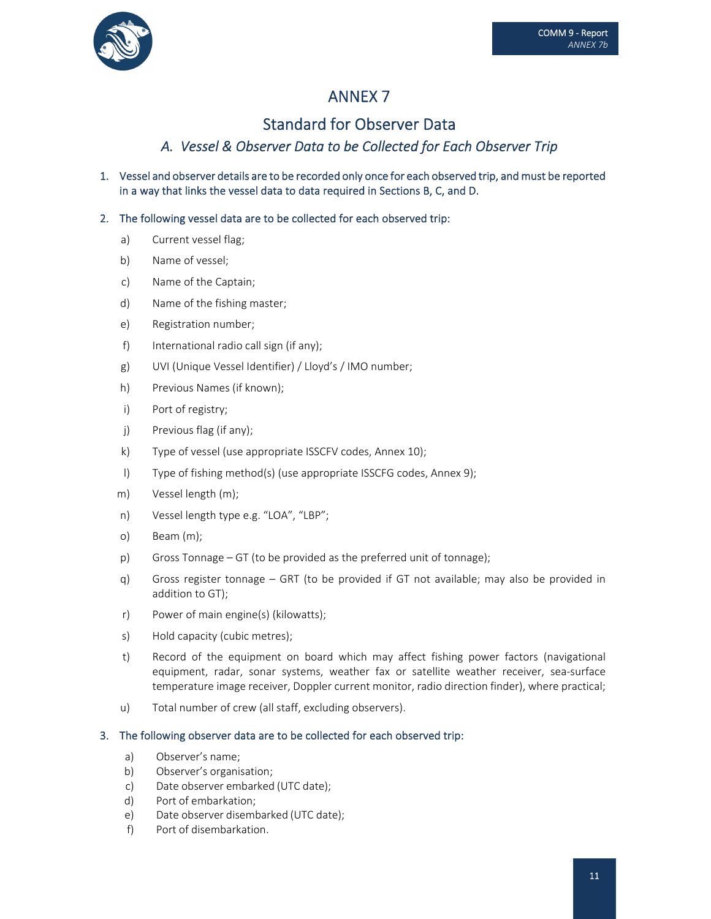# ANNEX 7

## Standard for Observer Data

### *A. Vessel & Observer Data to be Collected for Each Observer Trip*

1. Vessel and observer details are to be recorded only once for each observed trip, and must be reported in a way that links the vessel data to data required in Sections B, C, and D.

2. The following vessel data are to be collected for each observed trip:

   a) Current vessel flag;

   b) Name of vessel;

   c) Name of the Captain;

   d) Name of the fishing master;

   e) Registration number;

   f) International radio call sign (if any);

   g) UVI (Unique Vessel Identifier) / Lloyd's / IMO number;

   h) Previous Names (if known);

   i) Port of registry;

   j) Previous flag (if any);

   k) Type of vessel (use appropriate ISSCFV codes, Annex 10);

   l) Type of fishing method(s) (use appropriate ISSCFG codes, Annex 9);

   m) Vessel length (m);

   n) Vessel length type e.g. "LOA", "LBP";

   o) Beam (m);

   p) Gross Tonnage – GT (to be provided as the preferred unit of tonnage);

   q) Gross register tonnage – GRT (to be provided if GT not available; may also be provided in addition to GT);

   r) Power of main engine(s) (kilowatts);

   s) Hold capacity (cubic metres);

   t) Record of the equipment on board which may affect fishing power factors (navigational equipment, radar, sonar systems, weather fax or satellite weather receiver, sea-surface temperature image receiver, Doppler current monitor, radio direction finder), where practical;

   u) Total number of crew (all staff, excluding observers).

3. The following observer data are to be collected for each observed trip:

   a) Observer's name;
   b) Observer's organisation;
   c) Date observer embarked (UTC date);
   d) Port of embarkation;
   e) Date observer disembarked (UTC date);
   f) Port of disembarkation.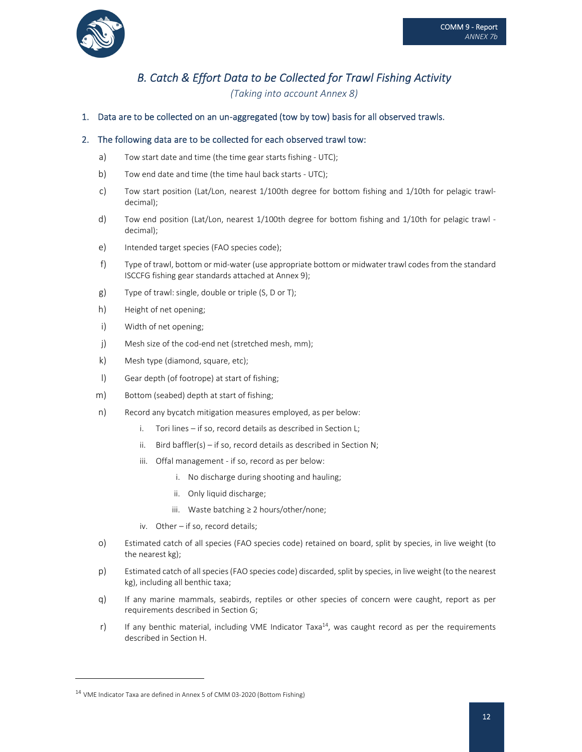## *B. Catch & Effort Data to be Collected for Trawl Fishing Activity*

*(Taking into account Annex 8)*

1. Data are to be collected on an un-aggregated (tow by tow) basis for all observed trawls.

2. The following data are to be collected for each observed trawl tow:

   a) Tow start date and time (the time gear starts fishing - UTC);

   b) Tow end date and time (the time haul back starts - UTC);

   c) Tow start position (Lat/Lon, nearest 1/100th degree for bottom fishing and 1/10th for pelagic trawl-decimal);

   d) Tow end position (Lat/Lon, nearest 1/100th degree for bottom fishing and 1/10th for pelagic trawl - decimal);

   e) Intended target species (FAO species code);

   f) Type of trawl, bottom or mid-water (use appropriate bottom or midwater trawl codes from the standard ISCCFG fishing gear standards attached at Annex 9);

   g) Type of trawl: single, double or triple (S, D or T);

   h) Height of net opening;

   i) Width of net opening;

   j) Mesh size of the cod-end net (stretched mesh, mm);

   k) Mesh type (diamond, square, etc);

   l) Gear depth (of footrope) at start of fishing;

   m) Bottom (seabed) depth at start of fishing;

   n) Record any bycatch mitigation measures employed, as per below:

      i. Tori lines – if so, record details as described in Section L;

      ii. Bird baffler(s) – if so, record details as described in Section N;

      iii. Offal management - if so, record as per below:

         i. No discharge during shooting and hauling;

         ii. Only liquid discharge;

         iii. Waste batching ≥ 2 hours/other/none;

      iv. Other – if so, record details;

   o) Estimated catch of all species (FAO species code) retained on board, split by species, in live weight (to the nearest kg);

   p) Estimated catch of all species (FAO species code) discarded, split by species, in live weight (to the nearest kg), including all benthic taxa;

   q) If any marine mammals, seabirds, reptiles or other species of concern were caught, report as per requirements described in Section G;

   r) If any benthic material, including VME Indicator Taxa[14], was caught record as per the requirements described in Section H.

---

[14] VME Indicator Taxa are defined in Annex 5 of CMM 03-2020 (Bottom Fishing)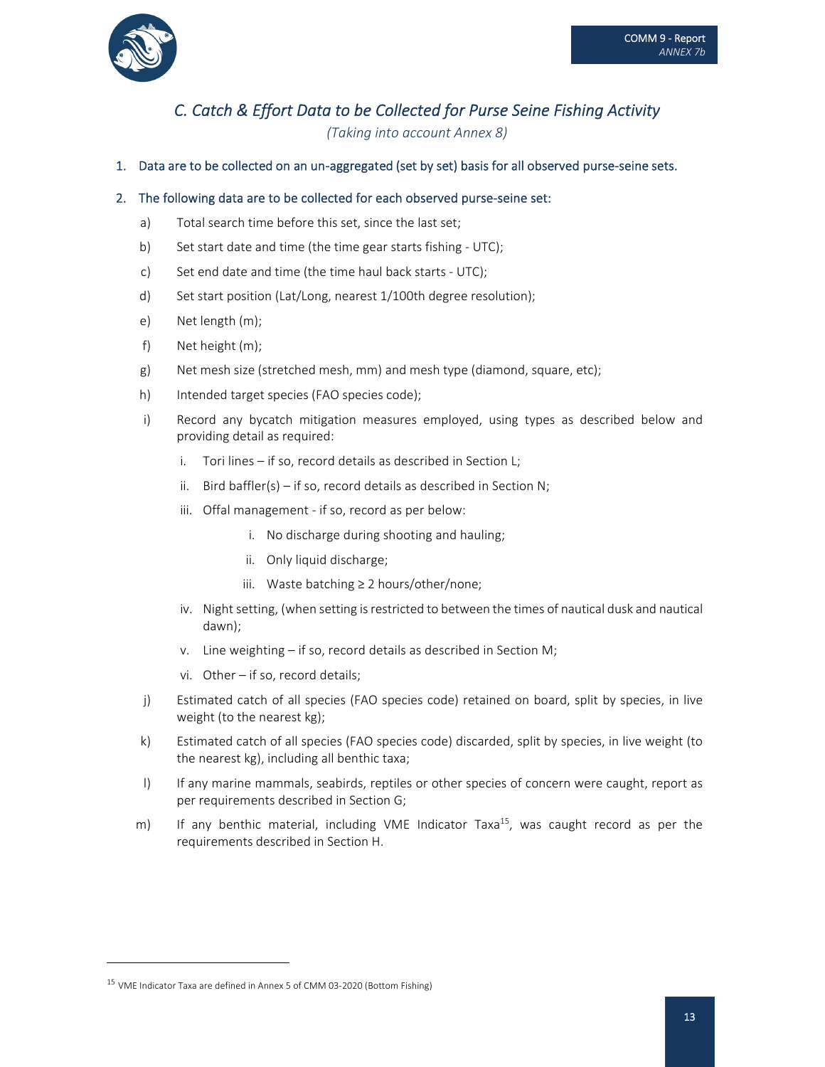## C. Catch & Effort Data to be Collected for Purse Seine Fishing Activity

*(Taking into account Annex 8)*

1. Data are to be collected on an un-aggregated (set by set) basis for all observed purse-seine sets.

2. The following data are to be collected for each observed purse-seine set:

   a) Total search time before this set, since the last set;

   b) Set start date and time (the time gear starts fishing - UTC);

   c) Set end date and time (the time haul back starts - UTC);

   d) Set start position (Lat/Long, nearest 1/100th degree resolution);

   e) Net length (m);

   f) Net height (m);

   g) Net mesh size (stretched mesh, mm) and mesh type (diamond, square, etc);

   h) Intended target species (FAO species code);

   i) Record any bycatch mitigation measures employed, using types as described below and providing detail as required:

      i. Tori lines – if so, record details as described in Section L;

      ii. Bird baffler(s) – if so, record details as described in Section N;

      iii. Offal management - if so, record as per below:

         i. No discharge during shooting and hauling;

         ii. Only liquid discharge;

         iii. Waste batching ≥ 2 hours/other/none;

      iv. Night setting, (when setting is restricted to between the times of nautical dusk and nautical dawn);

      v. Line weighting – if so, record details as described in Section M;

      vi. Other – if so, record details;

   j) Estimated catch of all species (FAO species code) retained on board, split by species, in live weight (to the nearest kg);

   k) Estimated catch of all species (FAO species code) discarded, split by species, in live weight (to the nearest kg), including all benthic taxa;

   l) If any marine mammals, seabirds, reptiles or other species of concern were caught, report as per requirements described in Section G;

   m) If any benthic material, including VME Indicator Taxa[15], was caught record as per the requirements described in Section H.

---

[15] VME Indicator Taxa are defined in Annex 5 of CMM 03-2020 (Bottom Fishing)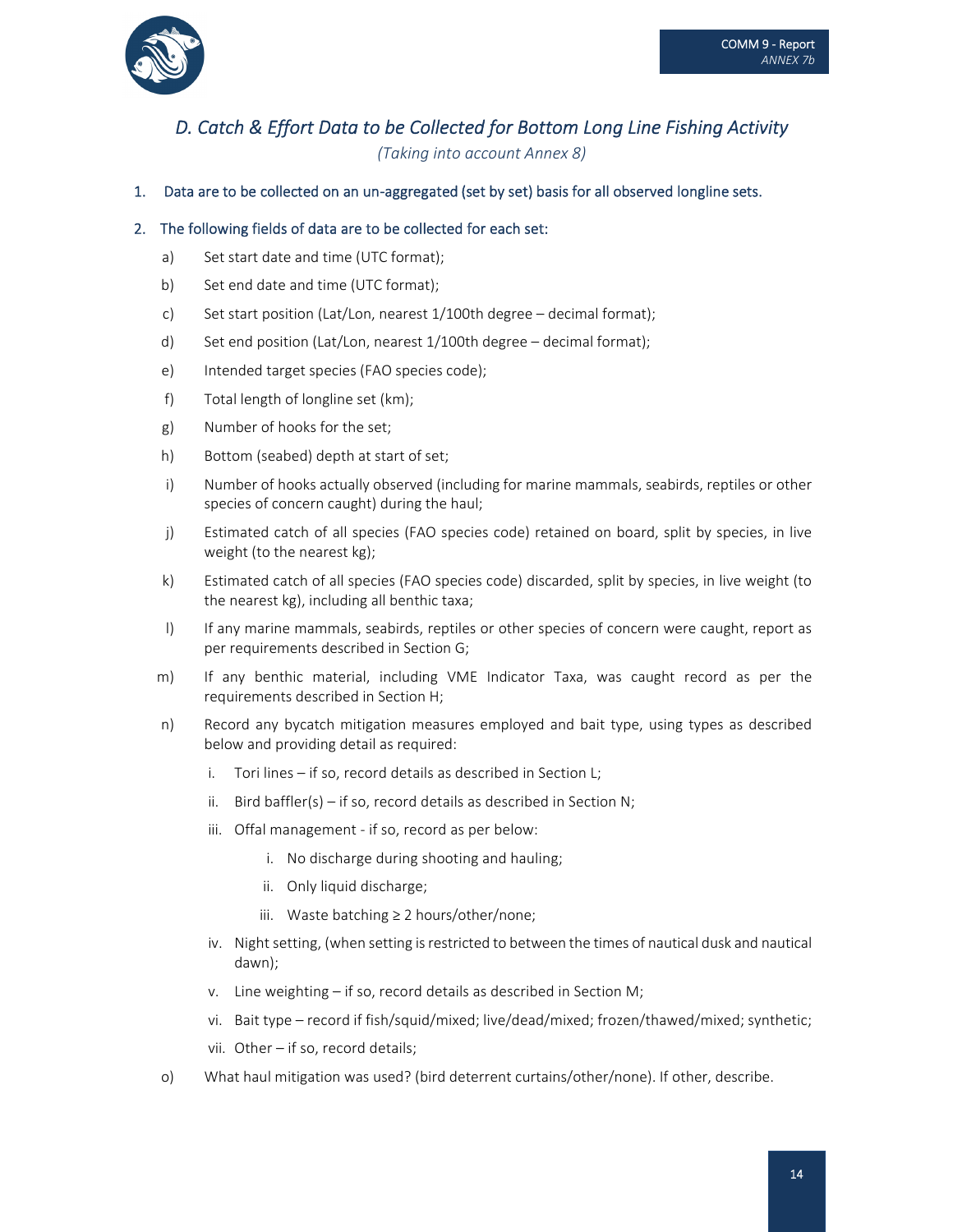## *D. Catch & Effort Data to be Collected for Bottom Long Line Fishing Activity*

*(Taking into account Annex 8)*

1. Data are to be collected on an un-aggregated (set by set) basis for all observed longline sets.

2. The following fields of data are to be collected for each set:

   a) Set start date and time (UTC format);

   b) Set end date and time (UTC format);

   c) Set start position (Lat/Lon, nearest 1/100th degree – decimal format);

   d) Set end position (Lat/Lon, nearest 1/100th degree – decimal format);

   e) Intended target species (FAO species code);

   f) Total length of longline set (km);

   g) Number of hooks for the set;

   h) Bottom (seabed) depth at start of set;

   i) Number of hooks actually observed (including for marine mammals, seabirds, reptiles or other species of concern caught) during the haul;

   j) Estimated catch of all species (FAO species code) retained on board, split by species, in live weight (to the nearest kg);

   k) Estimated catch of all species (FAO species code) discarded, split by species, in live weight (to the nearest kg), including all benthic taxa;

   l) If any marine mammals, seabirds, reptiles or other species of concern were caught, report as per requirements described in Section G;

   m) If any benthic material, including VME Indicator Taxa, was caught record as per the requirements described in Section H;

   n) Record any bycatch mitigation measures employed and bait type, using types as described below and providing detail as required:

      i. Tori lines – if so, record details as described in Section L;

      ii. Bird baffler(s) – if so, record details as described in Section N;

      iii. Offal management - if so, record as per below:

         i. No discharge during shooting and hauling;

         ii. Only liquid discharge;

         iii. Waste batching ≥ 2 hours/other/none;

      iv. Night setting, (when setting is restricted to between the times of nautical dusk and nautical dawn);

      v. Line weighting – if so, record details as described in Section M;

      vi. Bait type – record if fish/squid/mixed; live/dead/mixed; frozen/thawed/mixed; synthetic;

      vii. Other – if so, record details;

   o) What haul mitigation was used? (bird deterrent curtains/other/none). If other, describe.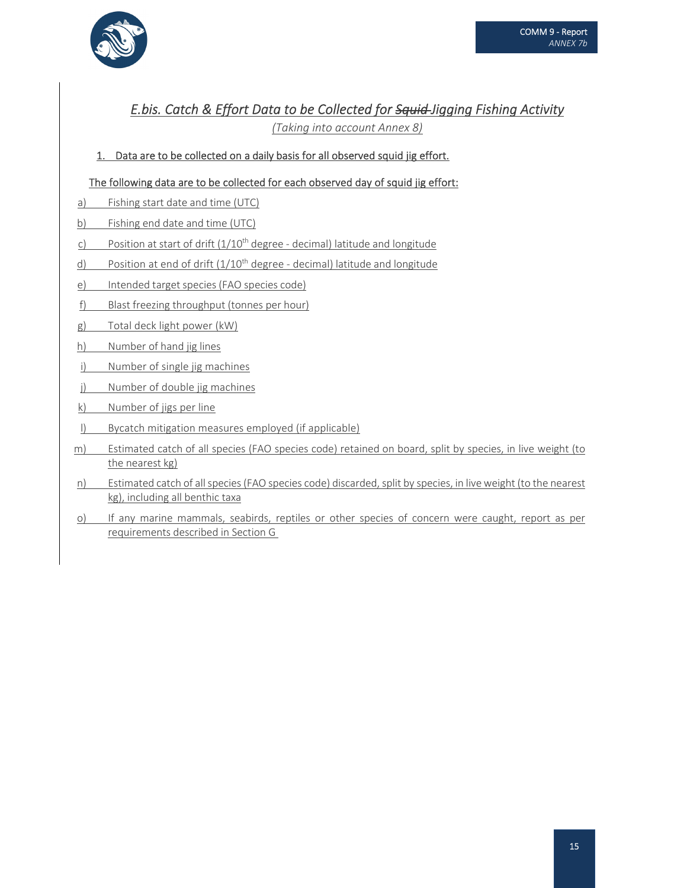## *E.bis. Catch & Effort Data to be Collected for ~~Squid~~ Jigging Fishing Activity*

*(Taking into account Annex 8)*

1. Data are to be collected on a daily basis for all observed squid jig effort.

The following data are to be collected for each observed day of squid jig effort:

a) Fishing start date and time (UTC)

b) Fishing end date and time (UTC)

c) Position at start of drift (1/10$^{th}$ degree - decimal) latitude and longitude

d) Position at end of drift (1/10$^{th}$ degree - decimal) latitude and longitude

e) Intended target species (FAO species code)

f) Blast freezing throughput (tonnes per hour)

g) Total deck light power (kW)

h) Number of hand jig lines

i) Number of single jig machines

j) Number of double jig machines

k) Number of jigs per line

l) Bycatch mitigation measures employed (if applicable)

m) Estimated catch of all species (FAO species code) retained on board, split by species, in live weight (to the nearest kg)

n) Estimated catch of all species (FAO species code) discarded, split by species, in live weight (to the nearest kg), including all benthic taxa

o) If any marine mammals, seabirds, reptiles or other species of concern were caught, report as per requirements described in Section G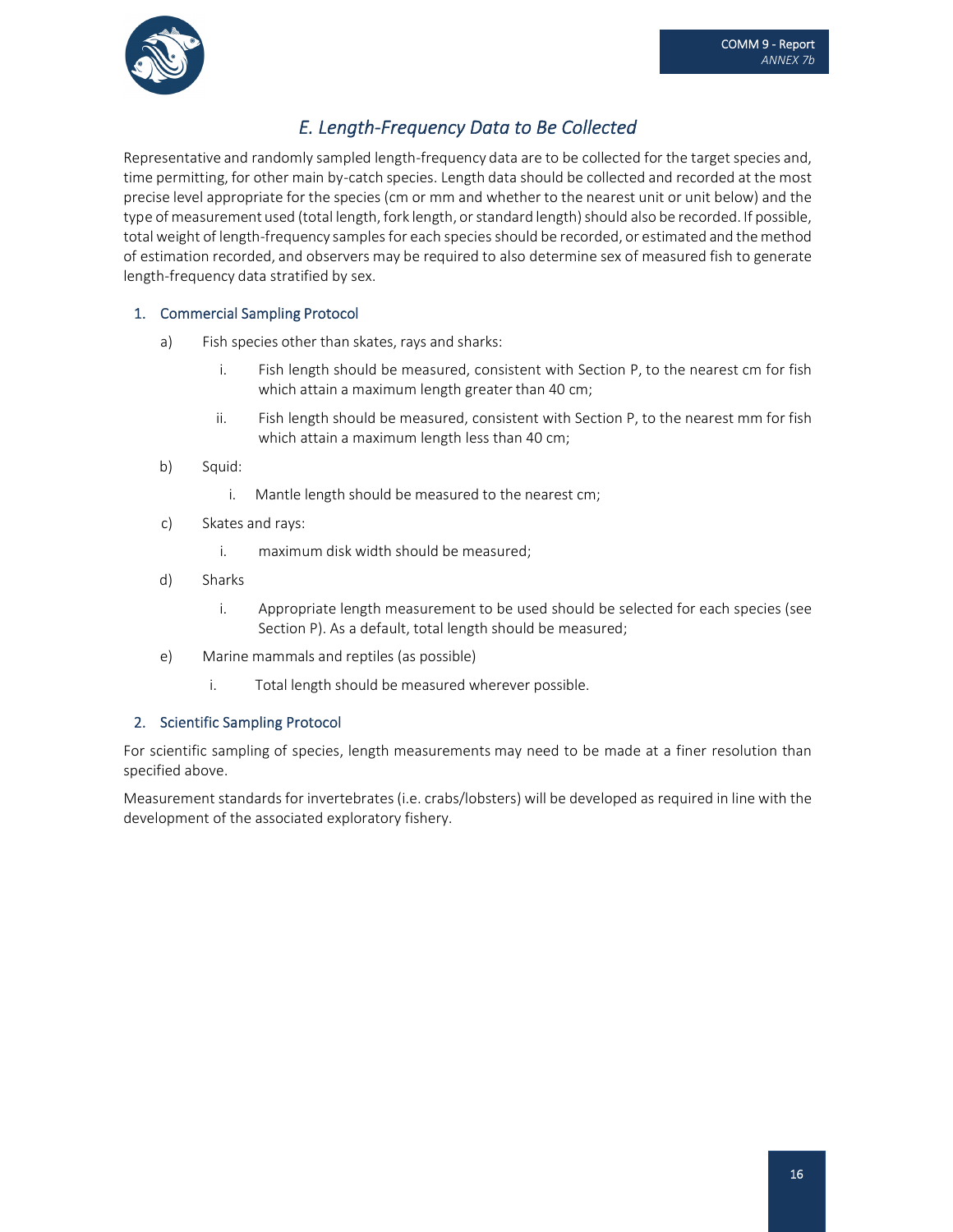## *E. Length-Frequency Data to Be Collected*

Representative and randomly sampled length-frequency data are to be collected for the target species and, time permitting, for other main by-catch species. Length data should be collected and recorded at the most precise level appropriate for the species (cm or mm and whether to the nearest unit or unit below) and the type of measurement used (total length, fork length, or standard length) should also be recorded. If possible, total weight of length-frequency samples for each species should be recorded, or estimated and the method of estimation recorded, and observers may be required to also determine sex of measured fish to generate length-frequency data stratified by sex.

### 1. Commercial Sampling Protocol

a) Fish species other than skates, rays and sharks:

   i. Fish length should be measured, consistent with Section P, to the nearest cm for fish which attain a maximum length greater than 40 cm;

   ii. Fish length should be measured, consistent with Section P, to the nearest mm for fish which attain a maximum length less than 40 cm;

b) Squid:

   i. Mantle length should be measured to the nearest cm;

c) Skates and rays:

   i. maximum disk width should be measured;

d) Sharks

   i. Appropriate length measurement to be used should be selected for each species (see Section P). As a default, total length should be measured;

e) Marine mammals and reptiles (as possible)

   i. Total length should be measured wherever possible.

### 2. Scientific Sampling Protocol

For scientific sampling of species, length measurements may need to be made at a finer resolution than specified above.

Measurement standards for invertebrates (i.e. crabs/lobsters) will be developed as required in line with the development of the associated exploratory fishery.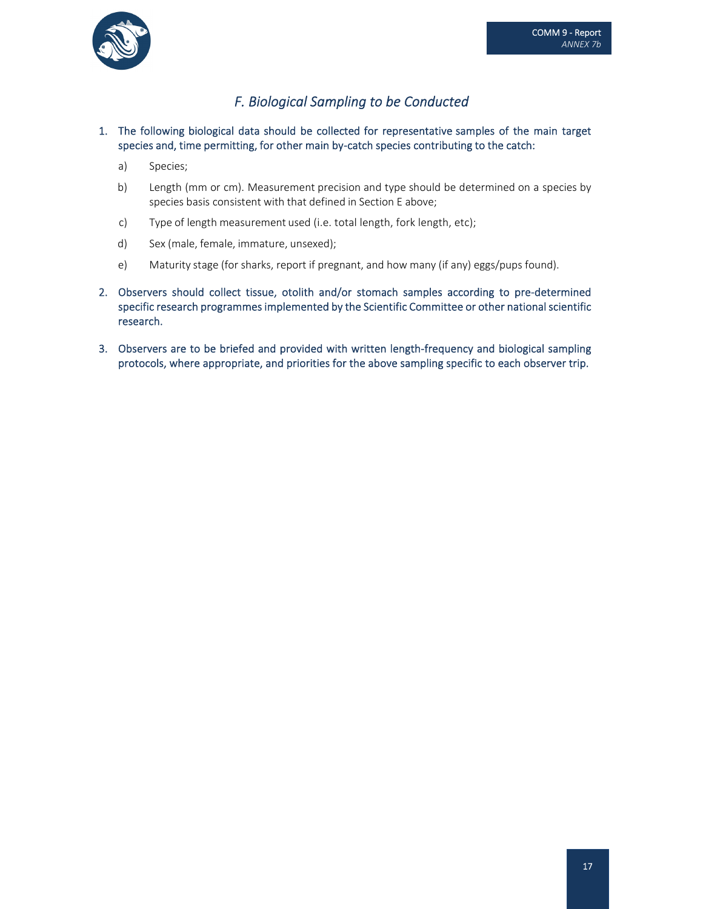## *F. Biological Sampling to be Conducted*

1. The following biological data should be collected for representative samples of the main target species and, time permitting, for other main by-catch species contributing to the catch:

   a) Species;

   b) Length (mm or cm). Measurement precision and type should be determined on a species by species basis consistent with that defined in Section E above;

   c) Type of length measurement used (i.e. total length, fork length, etc);

   d) Sex (male, female, immature, unsexed);

   e) Maturity stage (for sharks, report if pregnant, and how many (if any) eggs/pups found).

2. Observers should collect tissue, otolith and/or stomach samples according to pre-determined specific research programmes implemented by the Scientific Committee or other national scientific research.

3. Observers are to be briefed and provided with written length-frequency and biological sampling protocols, where appropriate, and priorities for the above sampling specific to each observer trip.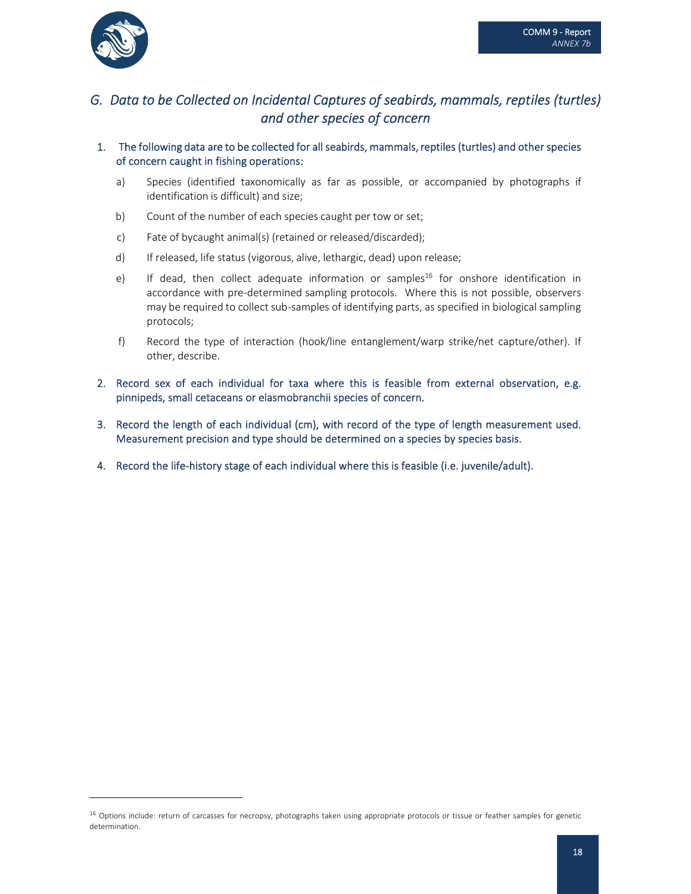## *G. Data to be Collected on Incidental Captures of seabirds, mammals, reptiles (turtles) and other species of concern*

1. The following data are to be collected for all seabirds, mammals, reptiles (turtles) and other species of concern caught in fishing operations:

   a) Species (identified taxonomically as far as possible, or accompanied by photographs if identification is difficult) and size;

   b) Count of the number of each species caught per tow or set;

   c) Fate of bycaught animal(s) (retained or released/discarded);

   d) If released, life status (vigorous, alive, lethargic, dead) upon release;

   e) If dead, then collect adequate information or samples[16] for onshore identification in accordance with pre-determined sampling protocols. Where this is not possible, observers may be required to collect sub-samples of identifying parts, as specified in biological sampling protocols;

   f) Record the type of interaction (hook/line entanglement/warp strike/net capture/other). If other, describe.

2. Record sex of each individual for taxa where this is feasible from external observation, e.g. pinnipeds, small cetaceans or elasmobranchii species of concern.

3. Record the length of each individual (cm), with record of the type of length measurement used. Measurement precision and type should be determined on a species by species basis.

4. Record the life-history stage of each individual where this is feasible (i.e. juvenile/adult).

---

[16] Options include: return of carcasses for necropsy, photographs taken using appropriate protocols or tissue or feather samples for genetic determination.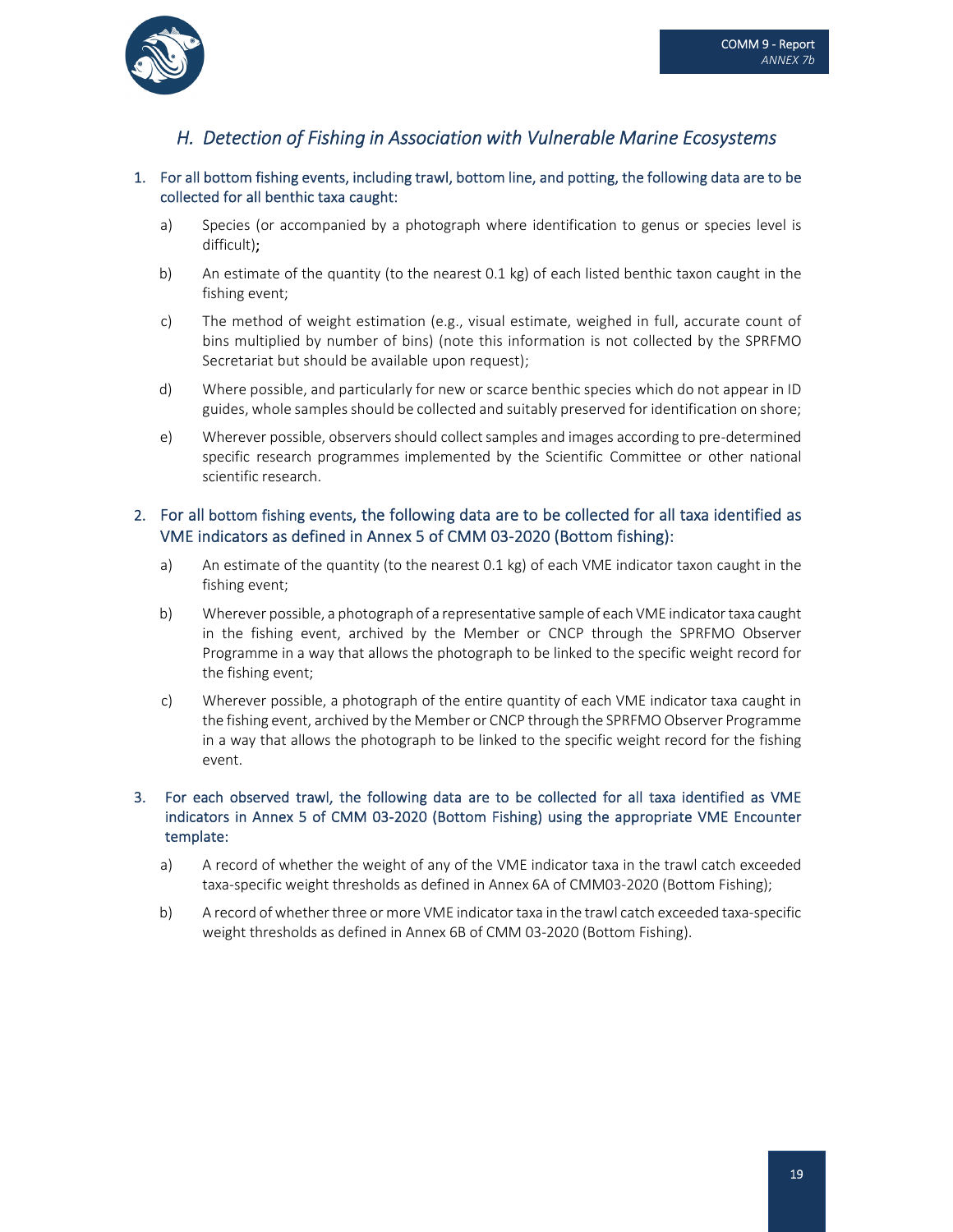## *H. Detection of Fishing in Association with Vulnerable Marine Ecosystems*

1. For all bottom fishing events, including trawl, bottom line, and potting, the following data are to be collected for all benthic taxa caught:

   a) Species (or accompanied by a photograph where identification to genus or species level is difficult);

   b) An estimate of the quantity (to the nearest 0.1 kg) of each listed benthic taxon caught in the fishing event;

   c) The method of weight estimation (e.g., visual estimate, weighed in full, accurate count of bins multiplied by number of bins) (note this information is not collected by the SPRFMO Secretariat but should be available upon request);

   d) Where possible, and particularly for new or scarce benthic species which do not appear in ID guides, whole samples should be collected and suitably preserved for identification on shore;

   e) Wherever possible, observers should collect samples and images according to pre-determined specific research programmes implemented by the Scientific Committee or other national scientific research.

2. For all bottom fishing events, the following data are to be collected for all taxa identified as VME indicators as defined in Annex 5 of CMM 03-2020 (Bottom fishing):

   a) An estimate of the quantity (to the nearest 0.1 kg) of each VME indicator taxon caught in the fishing event;

   b) Wherever possible, a photograph of a representative sample of each VME indicator taxa caught in the fishing event, archived by the Member or CNCP through the SPRFMO Observer Programme in a way that allows the photograph to be linked to the specific weight record for the fishing event;

   c) Wherever possible, a photograph of the entire quantity of each VME indicator taxa caught in the fishing event, archived by the Member or CNCP through the SPRFMO Observer Programme in a way that allows the photograph to be linked to the specific weight record for the fishing event.

3. For each observed trawl, the following data are to be collected for all taxa identified as VME indicators in Annex 5 of CMM 03-2020 (Bottom Fishing) using the appropriate VME Encounter template:

   a) A record of whether the weight of any of the VME indicator taxa in the trawl catch exceeded taxa-specific weight thresholds as defined in Annex 6A of CMM03-2020 (Bottom Fishing);

   b) A record of whether three or more VME indicator taxa in the trawl catch exceeded taxa-specific weight thresholds as defined in Annex 6B of CMM 03-2020 (Bottom Fishing).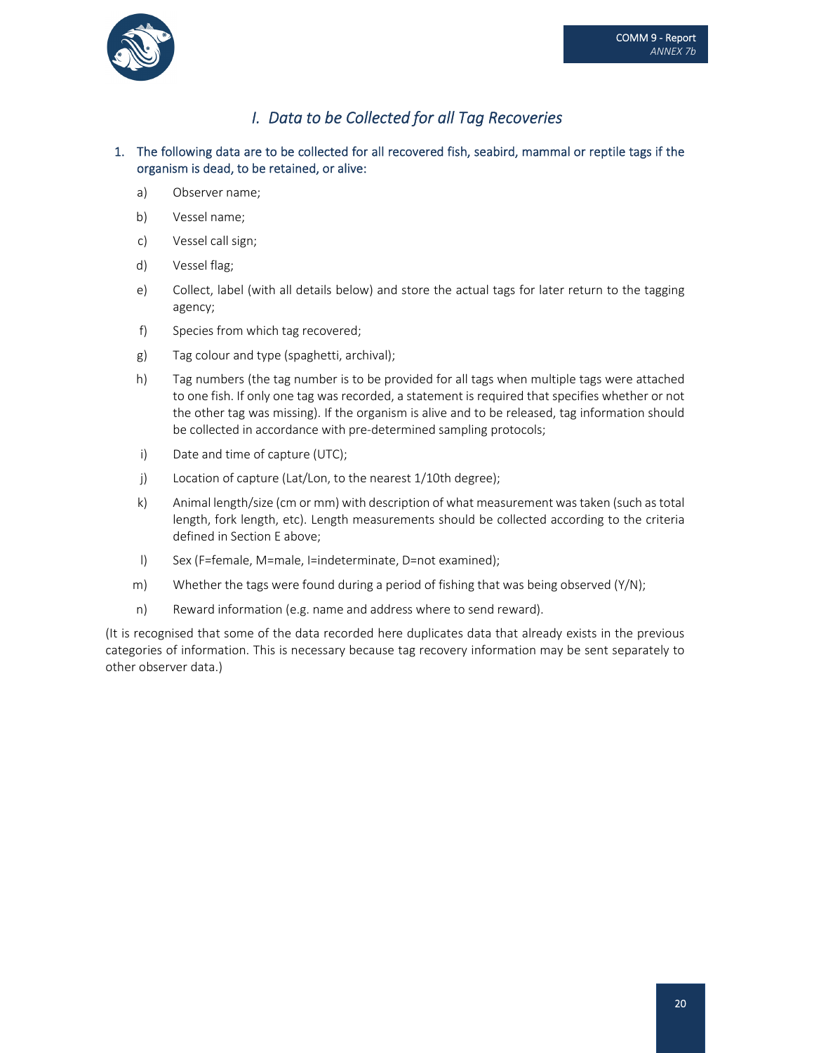## *I. Data to be Collected for all Tag Recoveries*

1. The following data are to be collected for all recovered fish, seabird, mammal or reptile tags if the organism is dead, to be retained, or alive:

   a) Observer name;

   b) Vessel name;

   c) Vessel call sign;

   d) Vessel flag;

   e) Collect, label (with all details below) and store the actual tags for later return to the tagging agency;

   f) Species from which tag recovered;

   g) Tag colour and type (spaghetti, archival);

   h) Tag numbers (the tag number is to be provided for all tags when multiple tags were attached to one fish. If only one tag was recorded, a statement is required that specifies whether or not the other tag was missing). If the organism is alive and to be released, tag information should be collected in accordance with pre-determined sampling protocols;

   i) Date and time of capture (UTC);

   j) Location of capture (Lat/Lon, to the nearest 1/10th degree);

   k) Animal length/size (cm or mm) with description of what measurement was taken (such as total length, fork length, etc). Length measurements should be collected according to the criteria defined in Section E above;

   l) Sex (F=female, M=male, I=indeterminate, D=not examined);

   m) Whether the tags were found during a period of fishing that was being observed (Y/N);

   n) Reward information (e.g. name and address where to send reward).

(It is recognised that some of the data recorded here duplicates data that already exists in the previous categories of information. This is necessary because tag recovery information may be sent separately to other observer data.)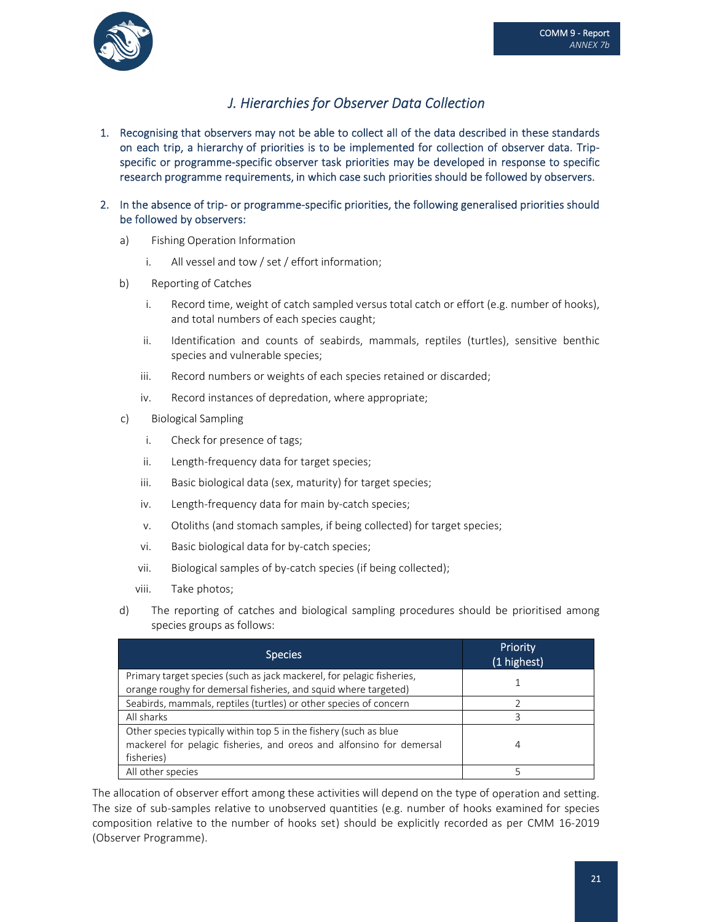## *J. Hierarchies for Observer Data Collection*

1. Recognising that observers may not be able to collect all of the data described in these standards on each trip, a hierarchy of priorities is to be implemented for collection of observer data. Trip-specific or programme-specific observer task priorities may be developed in response to specific research programme requirements, in which case such priorities should be followed by observers.

2. In the absence of trip- or programme-specific priorities, the following generalised priorities should be followed by observers:

   a) Fishing Operation Information

      i. All vessel and tow / set / effort information;

   b) Reporting of Catches

      i. Record time, weight of catch sampled versus total catch or effort (e.g. number of hooks), and total numbers of each species caught;

      ii. Identification and counts of seabirds, mammals, reptiles (turtles), sensitive benthic species and vulnerable species;

      iii. Record numbers or weights of each species retained or discarded;

      iv. Record instances of depredation, where appropriate;

   c) Biological Sampling

      i. Check for presence of tags;

      ii. Length-frequency data for target species;

      iii. Basic biological data (sex, maturity) for target species;

      iv. Length-frequency data for main by-catch species;

      v. Otoliths (and stomach samples, if being collected) for target species;

      vi. Basic biological data for by-catch species;

      vii. Biological samples of by-catch species (if being collected);

      viii. Take photos;

   d) The reporting of catches and biological sampling procedures should be prioritised among species groups as follows:

| Species | Priority (1 highest) |
|---|---|
| Primary target species (such as jack mackerel, for pelagic fisheries, orange roughy for demersal fisheries, and squid where targeted) | 1 |
| Seabirds, mammals, reptiles (turtles) or other species of concern | 2 |
| All sharks | 3 |
| Other species typically within top 5 in the fishery (such as blue mackerel for pelagic fisheries, and oreos and alfonsino for demersal fisheries) | 4 |
| All other species | 5 |

The allocation of observer effort among these activities will depend on the type of operation and setting. The size of sub-samples relative to unobserved quantities (e.g. number of hooks examined for species composition relative to the number of hooks set) should be explicitly recorded as per CMM 16-2019 (Observer Programme).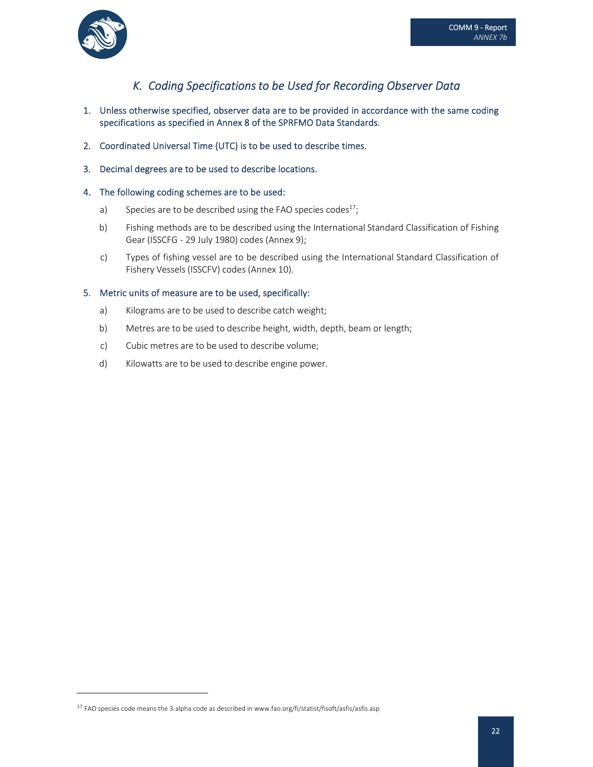## K. Coding Specifications to be Used for Recording Observer Data

1. Unless otherwise specified, observer data are to be provided in accordance with the same coding specifications as specified in Annex 8 of the SPRFMO Data Standards.

2. Coordinated Universal Time (UTC) is to be used to describe times.

3. Decimal degrees are to be used to describe locations.

4. The following coding schemes are to be used:

   a) Species are to be described using the FAO species codes[17];

   b) Fishing methods are to be described using the International Standard Classification of Fishing Gear (ISSCFG - 29 July 1980) codes (Annex 9);

   c) Types of fishing vessel are to be described using the International Standard Classification of Fishery Vessels (ISSCFV) codes (Annex 10).

5. Metric units of measure are to be used, specifically:

   a) Kilograms are to be used to describe catch weight;

   b) Metres are to be used to describe height, width, depth, beam or length;

   c) Cubic metres are to be used to describe volume;

   d) Kilowatts are to be used to describe engine power.

---

[17] FAO species code means the 3-alpha code as described in www.fao.org/fi/statist/fisoft/asfis/asfis.asp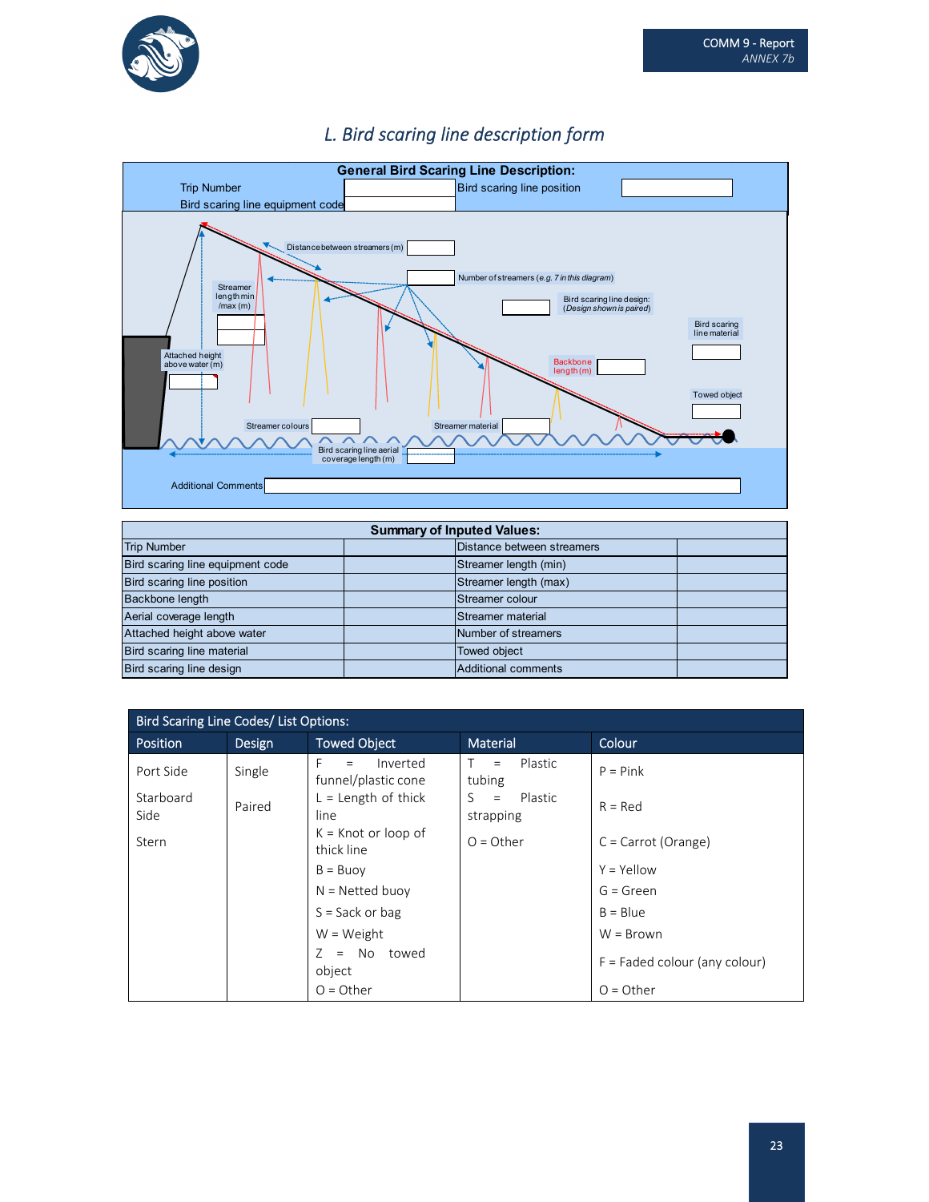## L. Bird scaring line description form

**General Bird Scaring Line Description:**

Trip Number

Bird scaring line equipment code

Bird scaring line position

Distance between streamers (m)

Number of streamers (e.g. *7 in this diagram*)

Streamer length min /max (m)

Bird scaring line design: (*Design shown is paired*)

Bird scaring line material

Attached height above water (m)

Backbone length (m)

Towed object

Streamer colours

Streamer material

Bird scaring line aerial coverage length (m)

Additional Comments

| Summary of Inputed Values: | | | |
|---|---|---|---|
| Trip Number | | Distance between streamers | |
| Bird scaring line equipment code | | Streamer length (min) | |
| Bird scaring line position | | Streamer length (max) | |
| Backbone length | | Streamer colour | |
| Aerial coverage length | | Streamer material | |
| Attached height above water | | Number of streamers | |
| Bird scaring line material | | Towed object | |
| Bird scaring line design | | Additional comments | |

| Bird Scaring Line Codes/ List Options: | | | | |
|---|---|---|---|---|
| Position | Design | Towed Object | Material | Colour |
| Port Side<br>Starboard Side<br>Stern | Single<br>Paired | F = Inverted funnel/plastic cone<br>L = Length of thick line<br>K = Knot or loop of thick line<br>B = Buoy<br>N = Netted buoy<br>S = Sack or bag<br>W = Weight<br>Z = No towed object<br>O = Other | T = Plastic tubing<br>S = Plastic strapping<br>O = Other | P = Pink<br>R = Red<br>C = Carrot (Orange)<br>Y = Yellow<br>G = Green<br>B = Blue<br>W = Brown<br>F = Faded colour (any colour)<br>O = Other |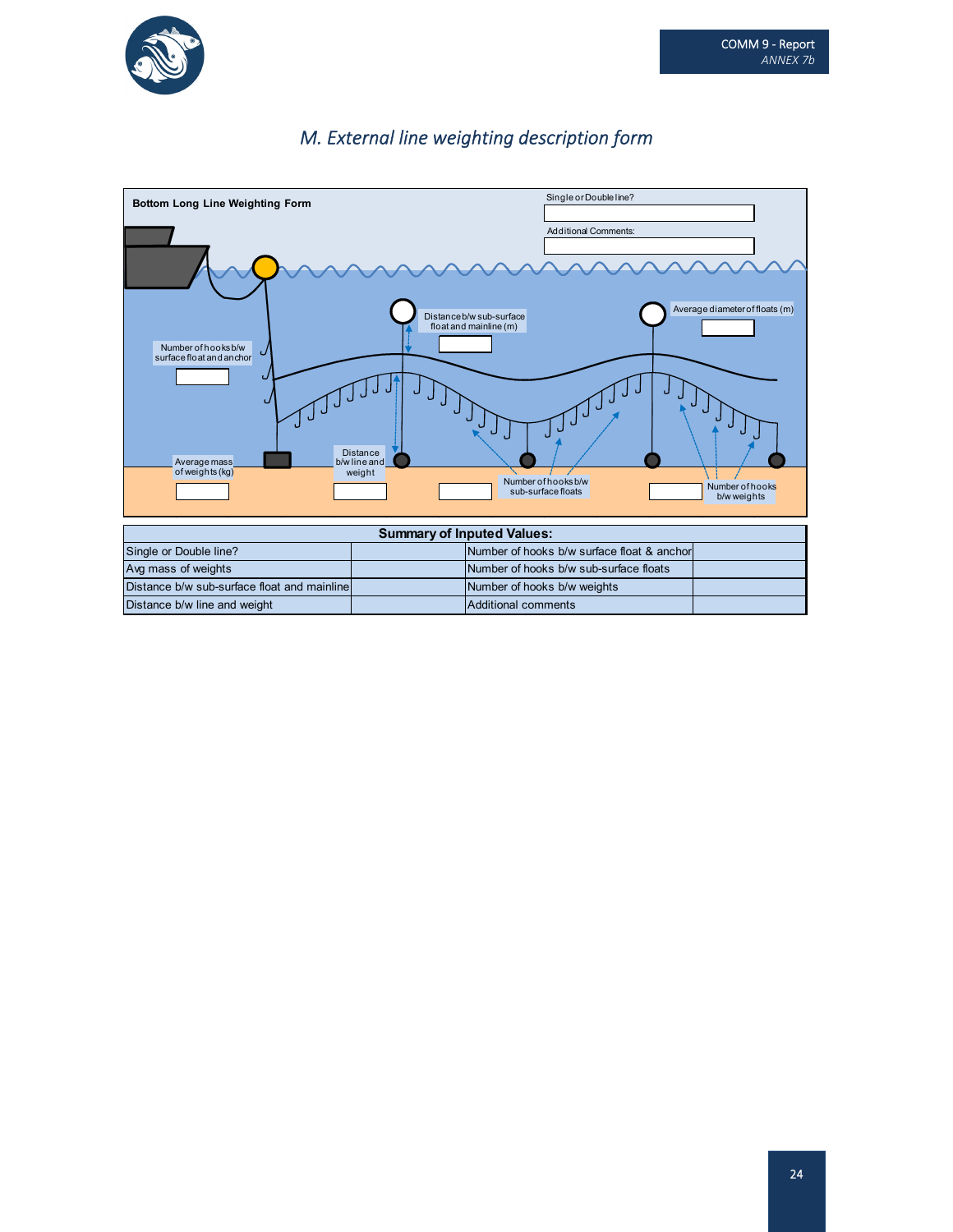## *M. External line weighting description form*

**Bottom Long Line Weighting Form**

Single or Double line?

Additional Comments:

Distance b/w sub-surface float and mainline (m)

Average diameter of floats (m)

Number of hooks b/w surface float and anchor

Average mass of weights (kg)

Distance b/w line and weight

Number of hooks b/w sub-surface floats

Number of hooks b/w weights

| **Summary of Inputed Values:** | | | |
|---|---|---|---|
| Single or Double line? | | Number of hooks b/w surface float & anchor | |
| Avg mass of weights | | Number of hooks b/w sub-surface floats | |
| Distance b/w sub-surface float and mainline | | Number of hooks b/w weights | |
| Distance b/w line and weight | | Additional comments | |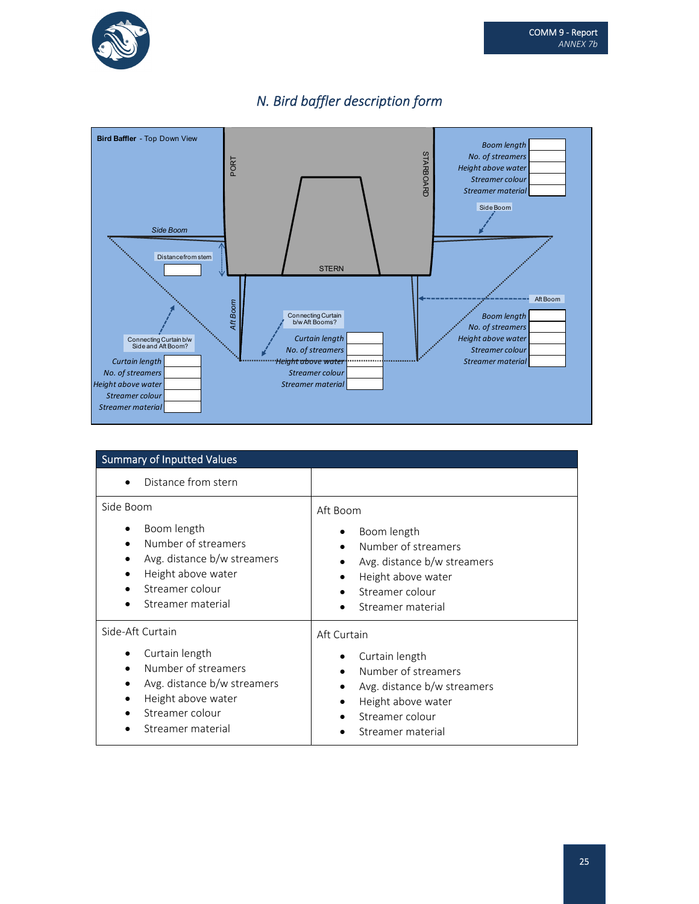# N. Bird baffler description form

**Bird Baffler** - Top Down View

PORT

STARBOARD

STERN

Side Boom

Distance from stern

Aft Boom

| | |
|---|---|
| Boom length | |
| No. of streamers | |
| Height above water | |
| Streamer colour | |
| Streamer material | |

Side Boom

Aft Boom

| | |
|---|---|
| Boom length | |
| No. of streamers | |
| Height above water | |
| Streamer colour | |
| Streamer material | |

Connecting Curtain b/w Side and Aft Boom?

| | |
|---|---|
| Curtain length | |
| No. of streamers | |
| Height above water | |
| Streamer colour | |
| Streamer material | |

Connecting Curtain b/w Aft Booms?

| | |
|---|---|
| Curtain length | |
| No. of streamers | |
| Height above water | |
| Streamer colour | |
| Streamer material | |

| Summary of Inputted Values | |
|---|---|
| • Distance from stern | |
| Side Boom<br>• Boom length<br>• Number of streamers<br>• Avg. distance b/w streamers<br>• Height above water<br>• Streamer colour<br>• Streamer material | Aft Boom<br>• Boom length<br>• Number of streamers<br>• Avg. distance b/w streamers<br>• Height above water<br>• Streamer colour<br>• Streamer material |
| Side-Aft Curtain<br>• Curtain length<br>• Number of streamers<br>• Avg. distance b/w streamers<br>• Height above water<br>• Streamer colour<br>• Streamer material | Aft Curtain<br>• Curtain length<br>• Number of streamers<br>• Avg. distance b/w streamers<br>• Height above water<br>• Streamer colour<br>• Streamer material |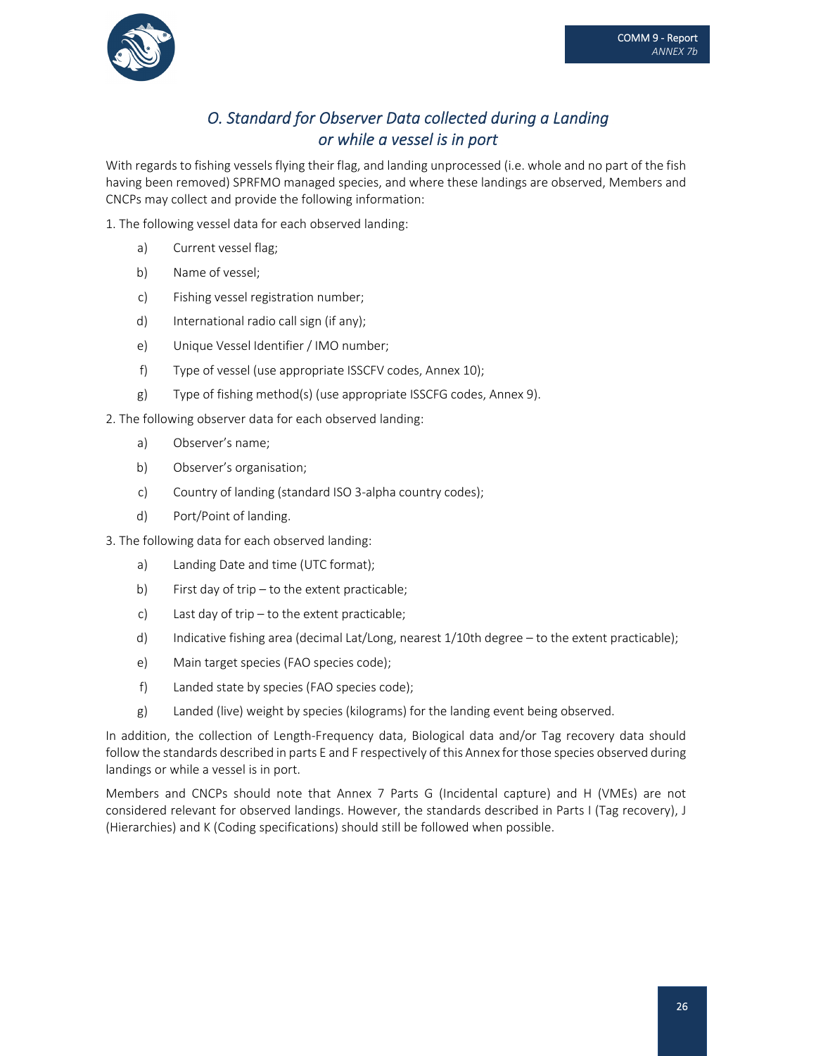## *O. Standard for Observer Data collected during a Landing or while a vessel is in port*

With regards to fishing vessels flying their flag, and landing unprocessed (i.e. whole and no part of the fish having been removed) SPRFMO managed species, and where these landings are observed, Members and CNCPs may collect and provide the following information:

1. The following vessel data for each observed landing:
   - a) Current vessel flag;
   - b) Name of vessel;
   - c) Fishing vessel registration number;
   - d) International radio call sign (if any);
   - e) Unique Vessel Identifier / IMO number;
   - f) Type of vessel (use appropriate ISSCFV codes, Annex 10);
   - g) Type of fishing method(s) (use appropriate ISSCFG codes, Annex 9).
2. The following observer data for each observed landing:
   - a) Observer's name;
   - b) Observer's organisation;
   - c) Country of landing (standard ISO 3-alpha country codes);
   - d) Port/Point of landing.
3. The following data for each observed landing:
   - a) Landing Date and time (UTC format);
   - b) First day of trip – to the extent practicable;
   - c) Last day of trip – to the extent practicable;
   - d) Indicative fishing area (decimal Lat/Long, nearest 1/10th degree – to the extent practicable);
   - e) Main target species (FAO species code);
   - f) Landed state by species (FAO species code);
   - g) Landed (live) weight by species (kilograms) for the landing event being observed.

In addition, the collection of Length-Frequency data, Biological data and/or Tag recovery data should follow the standards described in parts E and F respectively of this Annex for those species observed during landings or while a vessel is in port.

Members and CNCPs should note that Annex 7 Parts G (Incidental capture) and H (VMEs) are not considered relevant for observed landings. However, the standards described in Parts I (Tag recovery), J (Hierarchies) and K (Coding specifications) should still be followed when possible.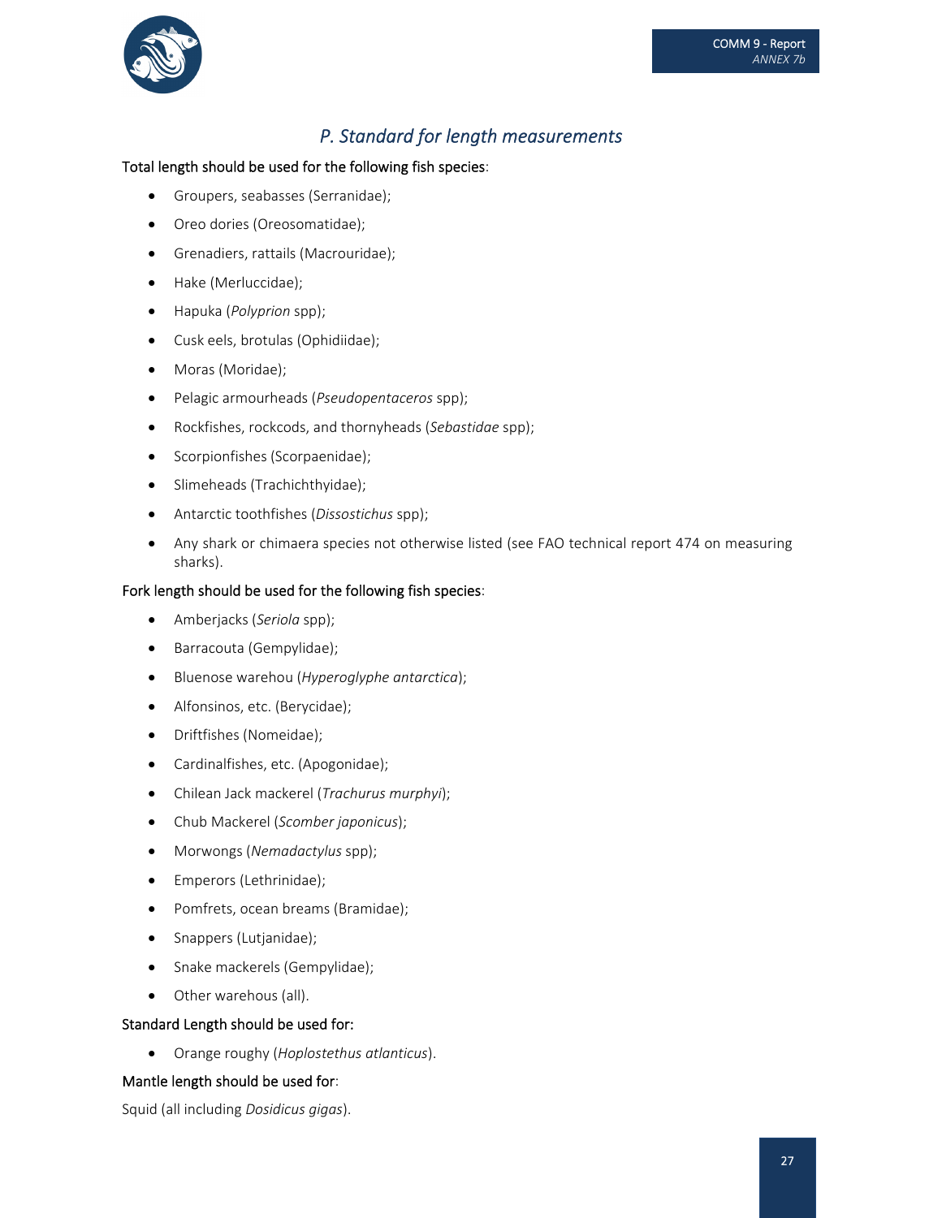## *P. Standard for length measurements*

Total length should be used for the following fish species:

- Groupers, seabasses (Serranidae);
- Oreo dories (Oreosomatidae);
- Grenadiers, rattails (Macrouridae);
- Hake (Merluccidae);
- Hapuka (*Polyprion* spp);
- Cusk eels, brotulas (Ophidiidae);
- Moras (Moridae);
- Pelagic armourheads (*Pseudopentaceros* spp);
- Rockfishes, rockcods, and thornyheads (*Sebastidae* spp);
- Scorpionfishes (Scorpaenidae);
- Slimeheads (Trachichthyidae);
- Antarctic toothfishes (*Dissostichus* spp);
- Any shark or chimaera species not otherwise listed (see FAO technical report 474 on measuring sharks).

Fork length should be used for the following fish species:

- Amberjacks (*Seriola* spp);
- Barracouta (Gempylidae);
- Bluenose warehou (*Hyperoglyphe antarctica*);
- Alfonsinos, etc. (Berycidae);
- Driftfishes (Nomeidae);
- Cardinalfishes, etc. (Apogonidae);
- Chilean Jack mackerel (*Trachurus murphyi*);
- Chub Mackerel (*Scomber japonicus*);
- Morwongs (*Nemadactylus* spp);
- Emperors (Lethrinidae);
- Pomfrets, ocean breams (Bramidae);
- Snappers (Lutjanidae);
- Snake mackerels (Gempylidae);
- Other warehous (all).

Standard Length should be used for:

- Orange roughy (*Hoplostethus atlanticus*).

Mantle length should be used for:

Squid (all including *Dosidicus gigas*).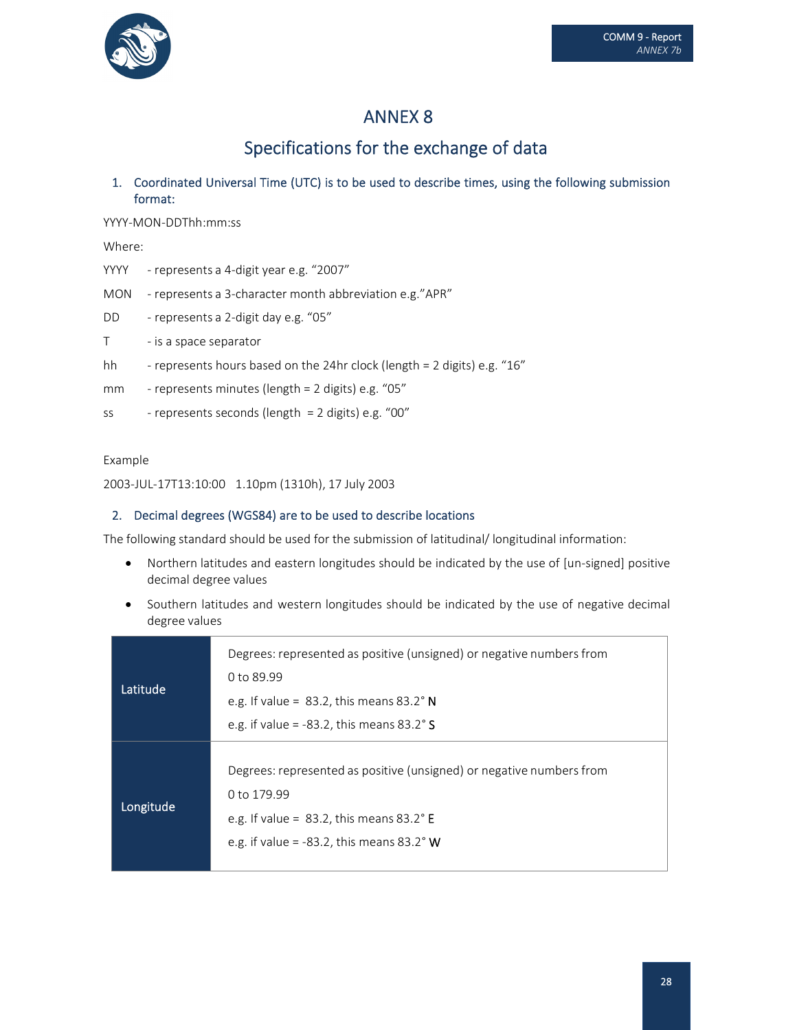# ANNEX 8

## Specifications for the exchange of data

1. Coordinated Universal Time (UTC) is to be used to describe times, using the following submission format:

YYYY-MON-DDThh:mm:ss

Where:

YYYY - represents a 4-digit year e.g. "2007"

MON - represents a 3-character month abbreviation e.g."APR"

DD - represents a 2-digit day e.g. "05"

T - is a space separator

hh - represents hours based on the 24hr clock (length = 2 digits) e.g. "16"

mm - represents minutes (length = 2 digits) e.g. "05"

ss - represents seconds (length = 2 digits) e.g. "00"

Example

2003-JUL-17T13:10:00 1.10pm (1310h), 17 July 2003

2. Decimal degrees (WGS84) are to be used to describe locations

The following standard should be used for the submission of latitudinal/ longitudinal information:

- Northern latitudes and eastern longitudes should be indicated by the use of [un-signed] positive decimal degree values
- Southern latitudes and western longitudes should be indicated by the use of negative decimal degree values

| | |
|---|---|
| Latitude | Degrees: represented as positive (unsigned) or negative numbers from 0 to 89.99<br>e.g. If value = 83.2, this means 83.2° N<br>e.g. if value = -83.2, this means 83.2° S |
| Longitude | Degrees: represented as positive (unsigned) or negative numbers from 0 to 179.99<br>e.g. If value = 83.2, this means 83.2° E<br>e.g. if value = -83.2, this means 83.2° W |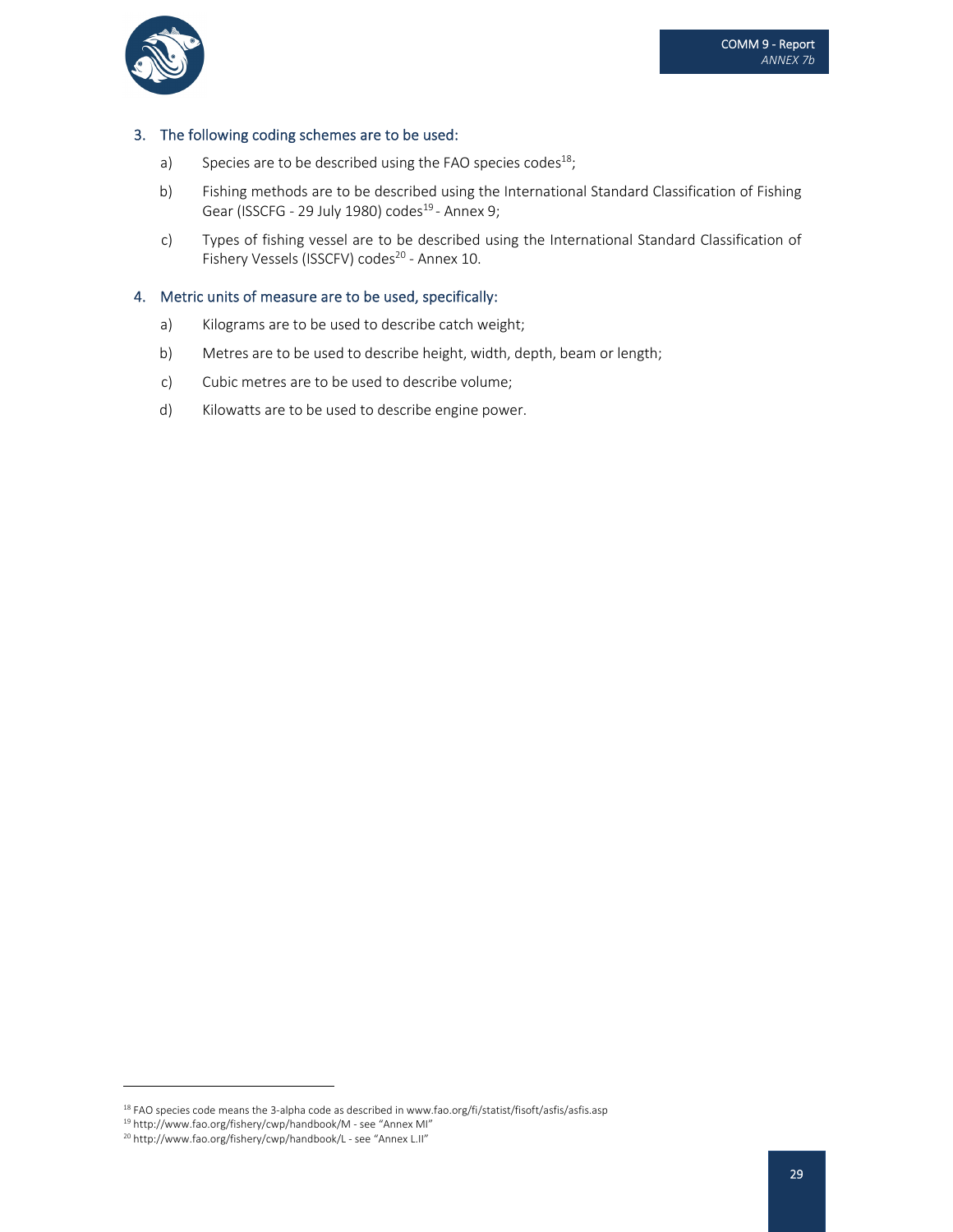3. The following coding schemes are to be used:

   a) Species are to be described using the FAO species codes[18];

   b) Fishing methods are to be described using the International Standard Classification of Fishing Gear (ISSCFG - 29 July 1980) codes[19] - Annex 9;

   c) Types of fishing vessel are to be described using the International Standard Classification of Fishery Vessels (ISSCFV) codes[20] - Annex 10.

4. Metric units of measure are to be used, specifically:

   a) Kilograms are to be used to describe catch weight;

   b) Metres are to be used to describe height, width, depth, beam or length;

   c) Cubic metres are to be used to describe volume;

   d) Kilowatts are to be used to describe engine power.

---

[18] FAO species code means the 3-alpha code as described in www.fao.org/fi/statist/fisoft/asfis/asfis.asp

[19] http://www.fao.org/fishery/cwp/handbook/M - see "Annex MI"

[20] http://www.fao.org/fishery/cwp/handbook/L - see "Annex L.II"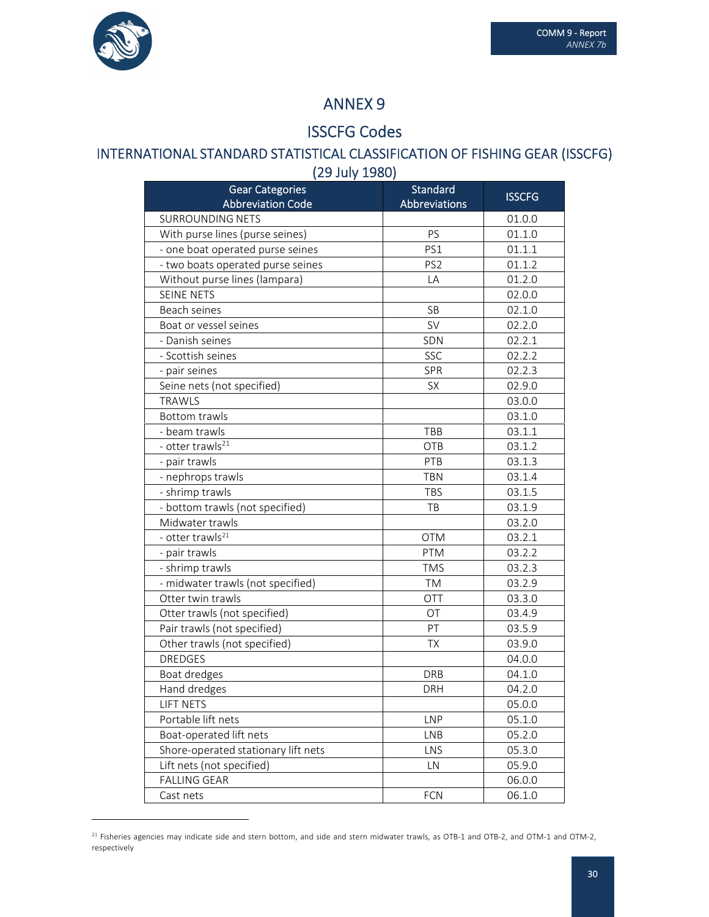# ANNEX 9

## ISSCFG Codes

### INTERNATIONAL STANDARD STATISTICAL CLASSIFICATION OF FISHING GEAR (ISSCFG) (29 July 1980)

| Gear Categories Abbreviation Code | Standard Abbreviations | ISSCFG |
|---|---|---|
| SURROUNDING NETS | | 01.0.0 |
| With purse lines (purse seines) | PS | 01.1.0 |
| - one boat operated purse seines | PS1 | 01.1.1 |
| - two boats operated purse seines | PS2 | 01.1.2 |
| Without purse lines (lampara) | LA | 01.2.0 |
| SEINE NETS | | 02.0.0 |
| Beach seines | SB | 02.1.0 |
| Boat or vessel seines | SV | 02.2.0 |
| - Danish seines | SDN | 02.2.1 |
| - Scottish seines | SSC | 02.2.2 |
| - pair seines | SPR | 02.2.3 |
| Seine nets (not specified) | SX | 02.9.0 |
| TRAWLS | | 03.0.0 |
| Bottom trawls | | 03.1.0 |
| - beam trawls | TBB | 03.1.1 |
| - otter trawls[21] | OTB | 03.1.2 |
| - pair trawls | PTB | 03.1.3 |
| - nephrops trawls | TBN | 03.1.4 |
| - shrimp trawls | TBS | 03.1.5 |
| - bottom trawls (not specified) | TB | 03.1.9 |
| Midwater trawls | | 03.2.0 |
| - otter trawls[21] | OTM | 03.2.1 |
| - pair trawls | PTM | 03.2.2 |
| - shrimp trawls | TMS | 03.2.3 |
| - midwater trawls (not specified) | TM | 03.2.9 |
| Otter twin trawls | OTT | 03.3.0 |
| Otter trawls (not specified) | OT | 03.4.9 |
| Pair trawls (not specified) | PT | 03.5.9 |
| Other trawls (not specified) | TX | 03.9.0 |
| DREDGES | | 04.0.0 |
| Boat dredges | DRB | 04.1.0 |
| Hand dredges | DRH | 04.2.0 |
| LIFT NETS | | 05.0.0 |
| Portable lift nets | LNP | 05.1.0 |
| Boat-operated lift nets | LNB | 05.2.0 |
| Shore-operated stationary lift nets | LNS | 05.3.0 |
| Lift nets (not specified) | LN | 05.9.0 |
| FALLING GEAR | | 06.0.0 |
| Cast nets | FCN | 06.1.0 |

[21] Fisheries agencies may indicate side and stern bottom, and side and stern midwater trawls, as OTB-1 and OTB-2, and OTM-1 and OTM-2, respectively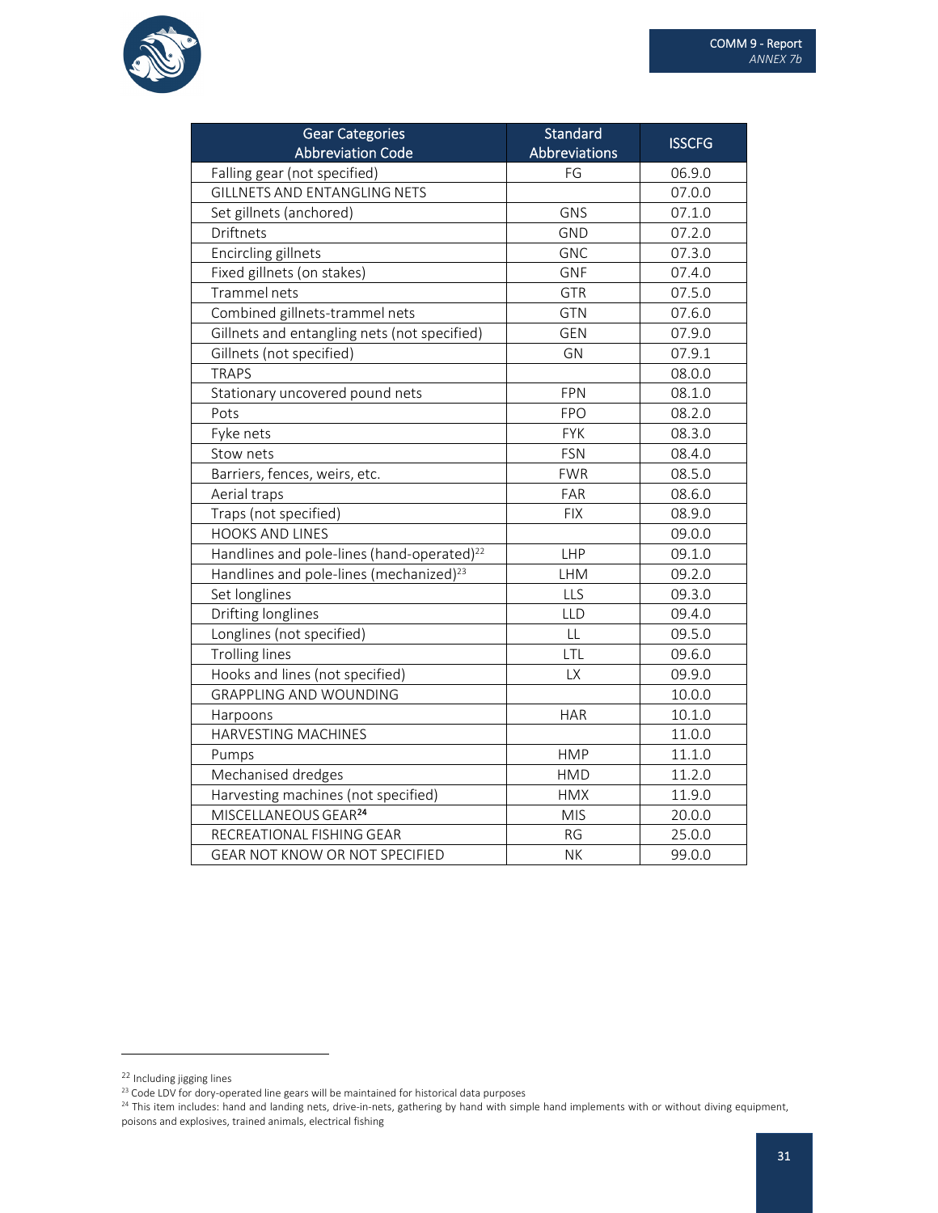| Gear Categories Abbreviation Code | Standard Abbreviations | ISSCFG |
|---|---|---|
| Falling gear (not specified) | FG | 06.9.0 |
| GILLNETS AND ENTANGLING NETS | | 07.0.0 |
| Set gillnets (anchored) | GNS | 07.1.0 |
| Driftnets | GND | 07.2.0 |
| Encircling gillnets | GNC | 07.3.0 |
| Fixed gillnets (on stakes) | GNF | 07.4.0 |
| Trammel nets | GTR | 07.5.0 |
| Combined gillnets-trammel nets | GTN | 07.6.0 |
| Gillnets and entangling nets (not specified) | GEN | 07.9.0 |
| Gillnets (not specified) | GN | 07.9.1 |
| TRAPS | | 08.0.0 |
| Stationary uncovered pound nets | FPN | 08.1.0 |
| Pots | FPO | 08.2.0 |
| Fyke nets | FYK | 08.3.0 |
| Stow nets | FSN | 08.4.0 |
| Barriers, fences, weirs, etc. | FWR | 08.5.0 |
| Aerial traps | FAR | 08.6.0 |
| Traps (not specified) | FIX | 08.9.0 |
| HOOKS AND LINES | | 09.0.0 |
| Handlines and pole-lines (hand-operated)[22] | LHP | 09.1.0 |
| Handlines and pole-lines (mechanized)[23] | LHM | 09.2.0 |
| Set longlines | LLS | 09.3.0 |
| Drifting longlines | LLD | 09.4.0 |
| Longlines (not specified) | LL | 09.5.0 |
| Trolling lines | LTL | 09.6.0 |
| Hooks and lines (not specified) | LX | 09.9.0 |
| GRAPPLING AND WOUNDING | | 10.0.0 |
| Harpoons | HAR | 10.1.0 |
| HARVESTING MACHINES | | 11.0.0 |
| Pumps | HMP | 11.1.0 |
| Mechanised dredges | HMD | 11.2.0 |
| Harvesting machines (not specified) | HMX | 11.9.0 |
| MISCELLANEOUS GEAR[24] | MIS | 20.0.0 |
| RECREATIONAL FISHING GEAR | RG | 25.0.0 |
| GEAR NOT KNOW OR NOT SPECIFIED | NK | 99.0.0 |

[22] Including jigging lines

[23] Code LDV for dory-operated line gears will be maintained for historical data purposes

[24] This item includes: hand and landing nets, drive-in-nets, gathering by hand with simple hand implements with or without diving equipment, poisons and explosives, trained animals, electrical fishing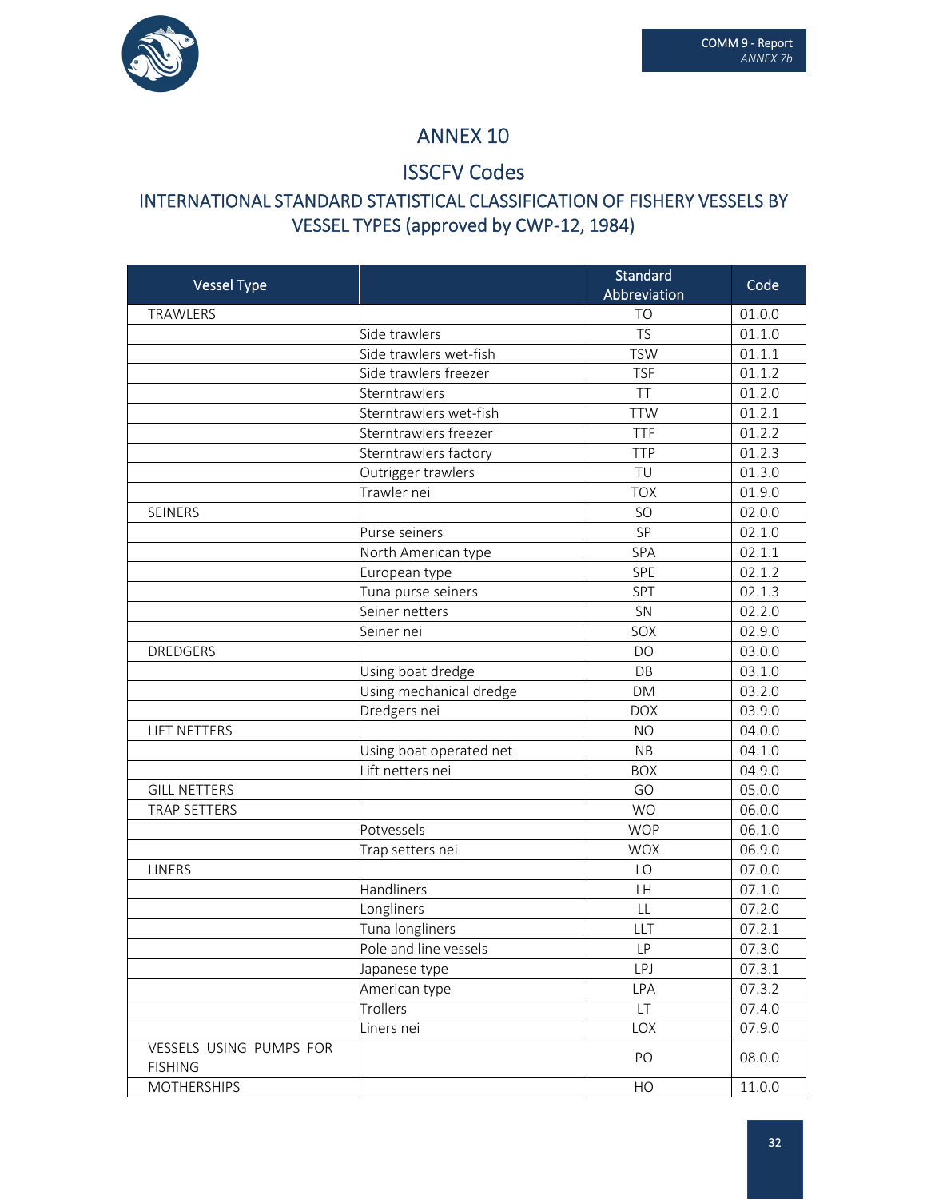# ANNEX 10

## ISSCFV Codes

### INTERNATIONAL STANDARD STATISTICAL CLASSIFICATION OF FISHERY VESSELS BY VESSEL TYPES (approved by CWP-12, 1984)

| Vessel Type | | Standard Abbreviation | Code |
|---|---|---|---|
| TRAWLERS | | TO | 01.0.0 |
| | Side trawlers | TS | 01.1.0 |
| | Side trawlers wet-fish | TSW | 01.1.1 |
| | Side trawlers freezer | TSF | 01.1.2 |
| | Sterntrawlers | TT | 01.2.0 |
| | Sterntrawlers wet-fish | TTW | 01.2.1 |
| | Sterntrawlers freezer | TTF | 01.2.2 |
| | Sterntrawlers factory | TTP | 01.2.3 |
| | Outrigger trawlers | TU | 01.3.0 |
| | Trawler nei | TOX | 01.9.0 |
| SEINERS | | SO | 02.0.0 |
| | Purse seiners | SP | 02.1.0 |
| | North American type | SPA | 02.1.1 |
| | European type | SPE | 02.1.2 |
| | Tuna purse seiners | SPT | 02.1.3 |
| | Seiner netters | SN | 02.2.0 |
| | Seiner nei | SOX | 02.9.0 |
| DREDGERS | | DO | 03.0.0 |
| | Using boat dredge | DB | 03.1.0 |
| | Using mechanical dredge | DM | 03.2.0 |
| | Dredgers nei | DOX | 03.9.0 |
| LIFT NETTERS | | NO | 04.0.0 |
| | Using boat operated net | NB | 04.1.0 |
| | Lift netters nei | BOX | 04.9.0 |
| GILL NETTERS | | GO | 05.0.0 |
| TRAP SETTERS | | WO | 06.0.0 |
| | Potvessels | WOP | 06.1.0 |
| | Trap setters nei | WOX | 06.9.0 |
| LINERS | | LO | 07.0.0 |
| | Handliners | LH | 07.1.0 |
| | Longliners | LL | 07.2.0 |
| | Tuna longliners | LLT | 07.2.1 |
| | Pole and line vessels | LP | 07.3.0 |
| | Japanese type | LPJ | 07.3.1 |
| | American type | LPA | 07.3.2 |
| | Trollers | LT | 07.4.0 |
| | Liners nei | LOX | 07.9.0 |
| VESSELS USING PUMPS FOR FISHING | | PO | 08.0.0 |
| MOTHERSHIPS | | HO | 11.0.0 |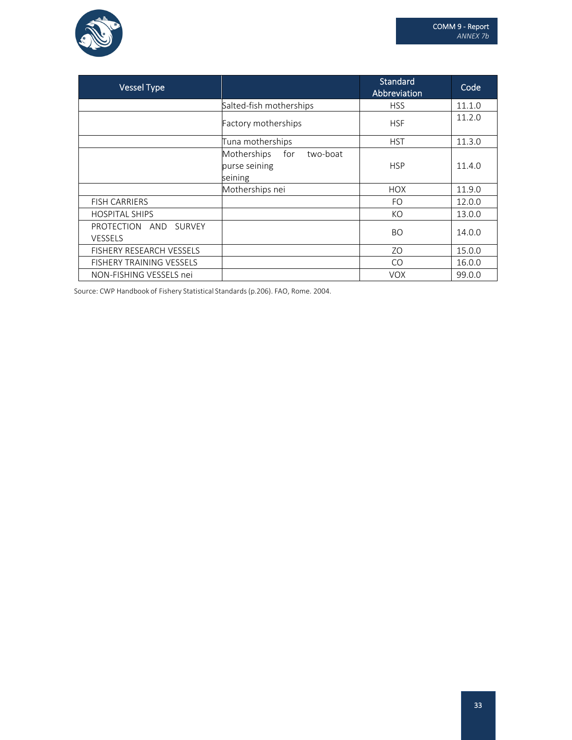| Vessel Type | | Standard Abbreviation | Code |
|---|---|---|---|
| | Salted-fish motherships | HSS | 11.1.0 |
| | Factory motherships | HSF | 11.2.0 |
| | Tuna motherships | HST | 11.3.0 |
| | Motherships for two-boat purse seining seining | HSP | 11.4.0 |
| | Motherships nei | HOX | 11.9.0 |
| FISH CARRIERS | | FO | 12.0.0 |
| HOSPITAL SHIPS | | KO | 13.0.0 |
| PROTECTION AND SURVEY VESSELS | | BO | 14.0.0 |
| FISHERY RESEARCH VESSELS | | ZO | 15.0.0 |
| FISHERY TRAINING VESSELS | | CO | 16.0.0 |
| NON-FISHING VESSELS nei | | VOX | 99.0.0 |

Source: CWP Handbook of Fishery Statistical Standards (p.206). FAO, Rome. 2004.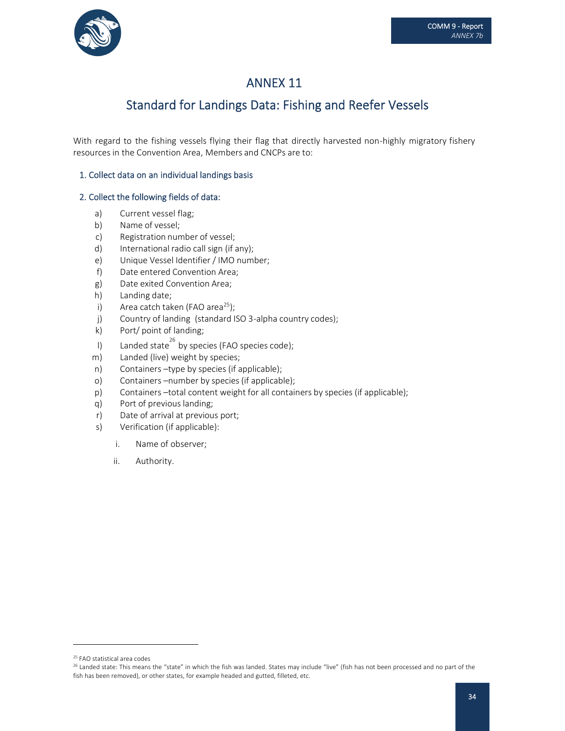# ANNEX 11

## Standard for Landings Data: Fishing and Reefer Vessels

With regard to the fishing vessels flying their flag that directly harvested non-highly migratory fishery resources in the Convention Area, Members and CNCPs are to:

### 1. Collect data on an individual landings basis

### 2. Collect the following fields of data:

a) Current vessel flag;

b) Name of vessel;

c) Registration number of vessel;

d) International radio call sign (if any);

e) Unique Vessel Identifier / IMO number;

f) Date entered Convention Area;

g) Date exited Convention Area;

h) Landing date;

i) Area catch taken (FAO area[25]);

j) Country of landing (standard ISO 3-alpha country codes);

k) Port/ point of landing;

l) Landed state[26] by species (FAO species code);

m) Landed (live) weight by species;

n) Containers –type by species (if applicable);

o) Containers –number by species (if applicable);

p) Containers –total content weight for all containers by species (if applicable);

q) Port of previous landing;

r) Date of arrival at previous port;

s) Verification (if applicable):

   i. Name of observer;

   ii. Authority.

---

[25] FAO statistical area codes

[26] Landed state: This means the "state" in which the fish was landed. States may include "live" (fish has not been processed and no part of the fish has been removed), or other states, for example headed and gutted, filleted, etc.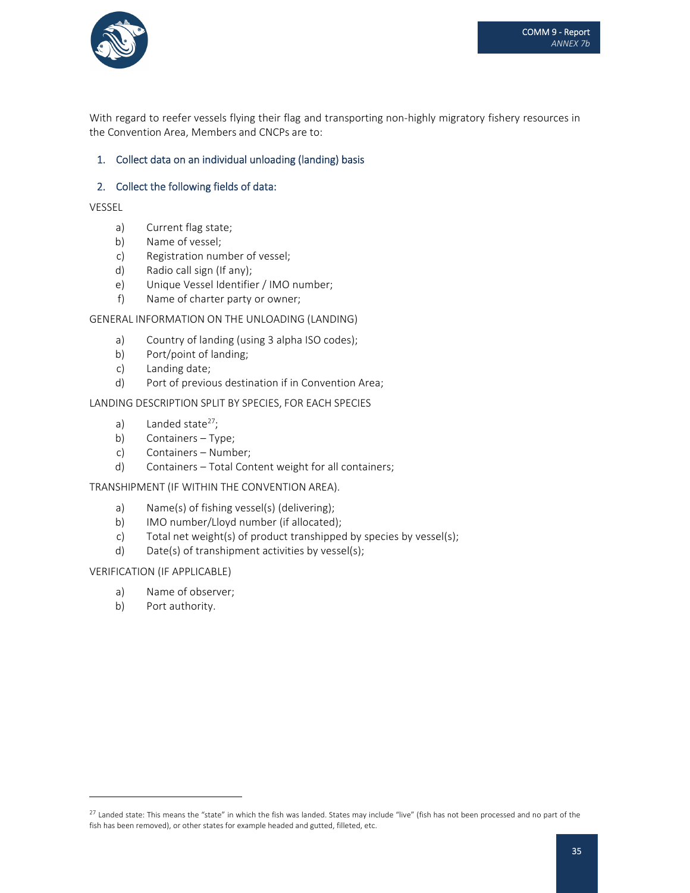With regard to reefer vessels flying their flag and transporting non-highly migratory fishery resources in the Convention Area, Members and CNCPs are to:

1. Collect data on an individual unloading (landing) basis

2. Collect the following fields of data:

VESSEL

a) Current flag state;
b) Name of vessel;
c) Registration number of vessel;
d) Radio call sign (If any);
e) Unique Vessel Identifier / IMO number;
f) Name of charter party or owner;

GENERAL INFORMATION ON THE UNLOADING (LANDING)

a) Country of landing (using 3 alpha ISO codes);
b) Port/point of landing;
c) Landing date;
d) Port of previous destination if in Convention Area;

LANDING DESCRIPTION SPLIT BY SPECIES, FOR EACH SPECIES

a) Landed state[27];
b) Containers – Type;
c) Containers – Number;
d) Containers – Total Content weight for all containers;

TRANSHIPMENT (IF WITHIN THE CONVENTION AREA).

a) Name(s) of fishing vessel(s) (delivering);
b) IMO number/Lloyd number (if allocated);
c) Total net weight(s) of product transhipped by species by vessel(s);
d) Date(s) of transhipment activities by vessel(s);

VERIFICATION (IF APPLICABLE)

a) Name of observer;
b) Port authority.

[27] Landed state: This means the "state" in which the fish was landed. States may include "live" (fish has not been processed and no part of the fish has been removed), or other states for example headed and gutted, filleted, etc.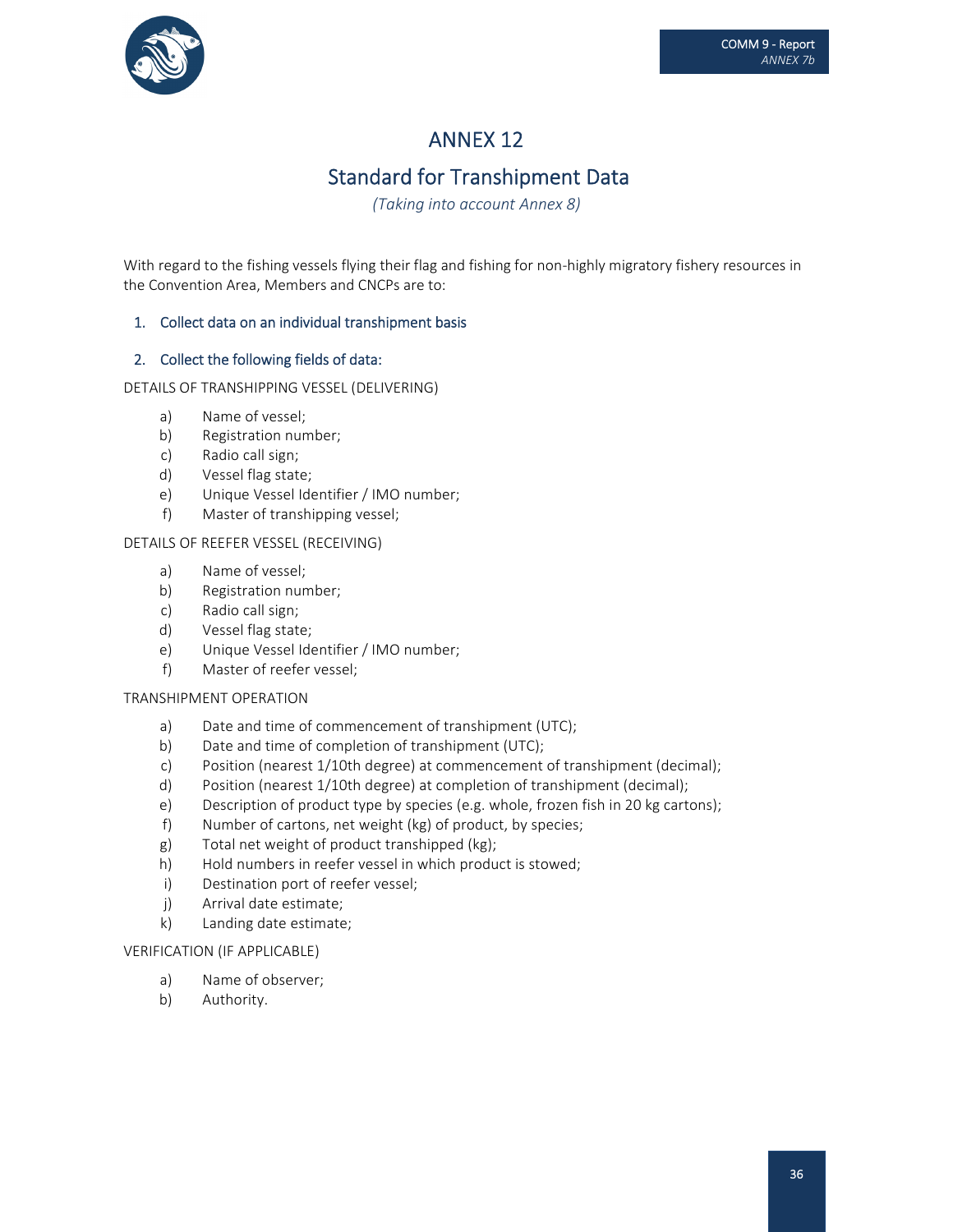# ANNEX 12

## Standard for Transhipment Data

*(Taking into account Annex 8)*

With regard to the fishing vessels flying their flag and fishing for non-highly migratory fishery resources in the Convention Area, Members and CNCPs are to:

1. Collect data on an individual transhipment basis

2. Collect the following fields of data:

DETAILS OF TRANSHIPPING VESSEL (DELIVERING)

- a) Name of vessel;
- b) Registration number;
- c) Radio call sign;
- d) Vessel flag state;
- e) Unique Vessel Identifier / IMO number;
- f) Master of transhipping vessel;

DETAILS OF REEFER VESSEL (RECEIVING)

- a) Name of vessel;
- b) Registration number;
- c) Radio call sign;
- d) Vessel flag state;
- e) Unique Vessel Identifier / IMO number;
- f) Master of reefer vessel;

TRANSHIPMENT OPERATION

- a) Date and time of commencement of transhipment (UTC);
- b) Date and time of completion of transhipment (UTC);
- c) Position (nearest 1/10th degree) at commencement of transhipment (decimal);
- d) Position (nearest 1/10th degree) at completion of transhipment (decimal);
- e) Description of product type by species (e.g. whole, frozen fish in 20 kg cartons);
- f) Number of cartons, net weight (kg) of product, by species;
- g) Total net weight of product transhipped (kg);
- h) Hold numbers in reefer vessel in which product is stowed;
- i) Destination port of reefer vessel;
- j) Arrival date estimate;
- k) Landing date estimate;

VERIFICATION (IF APPLICABLE)

- a) Name of observer;
- b) Authority.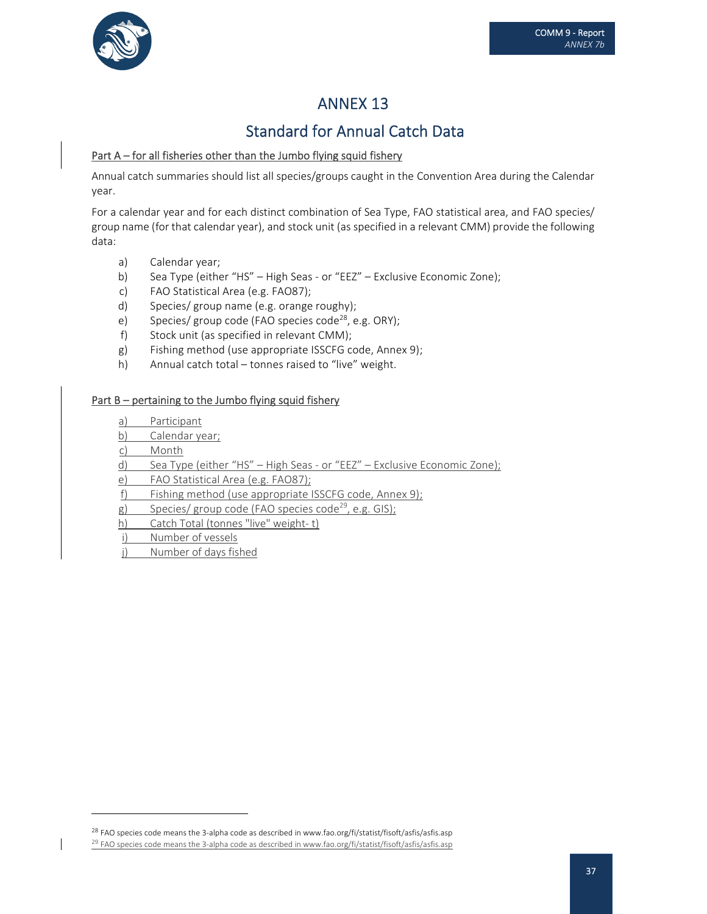# ANNEX 13

## Standard for Annual Catch Data

Part A – for all fisheries other than the Jumbo flying squid fishery

Annual catch summaries should list all species/groups caught in the Convention Area during the Calendar year.

For a calendar year and for each distinct combination of Sea Type, FAO statistical area, and FAO species/ group name (for that calendar year), and stock unit (as specified in a relevant CMM) provide the following data:

a) Calendar year;
b) Sea Type (either "HS" – High Seas - or "EEZ" – Exclusive Economic Zone);
c) FAO Statistical Area (e.g. FAO87);
d) Species/ group name (e.g. orange roughy);
e) Species/ group code (FAO species code[28], e.g. ORY);
f) Stock unit (as specified in relevant CMM);
g) Fishing method (use appropriate ISSCFG code, Annex 9);
h) Annual catch total – tonnes raised to "live" weight.

Part B – pertaining to the Jumbo flying squid fishery

a) Participant
b) Calendar year;
c) Month
d) Sea Type (either "HS" – High Seas - or "EEZ" – Exclusive Economic Zone);
e) FAO Statistical Area (e.g. FAO87);
f) Fishing method (use appropriate ISSCFG code, Annex 9);
g) Species/ group code (FAO species code[29], e.g. GIS);
h) Catch Total (tonnes "live" weight- t)
i) Number of vessels
j) Number of days fished

---

[28] FAO species code means the 3-alpha code as described in www.fao.org/fi/statist/fisoft/asfis/asfis.asp

[29] FAO species code means the 3-alpha code as described in www.fao.org/fi/statist/fisoft/asfis/asfis.asp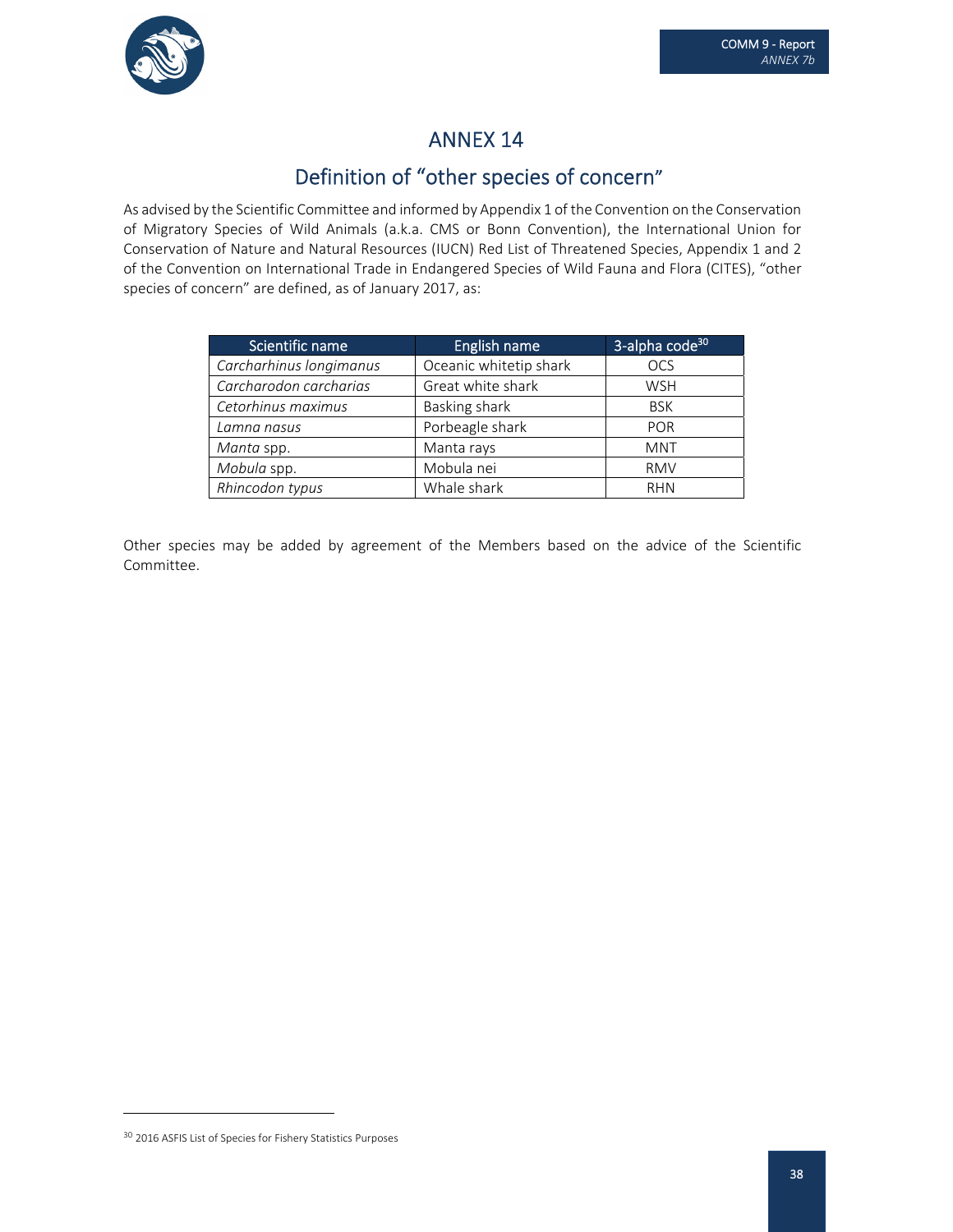# ANNEX 14

## Definition of "other species of concern"

As advised by the Scientific Committee and informed by Appendix 1 of the Convention on the Conservation of Migratory Species of Wild Animals (a.k.a. CMS or Bonn Convention), the International Union for Conservation of Nature and Natural Resources (IUCN) Red List of Threatened Species, Appendix 1 and 2 of the Convention on International Trade in Endangered Species of Wild Fauna and Flora (CITES), "other species of concern" are defined, as of January 2017, as:

| Scientific name | English name | 3-alpha code[30] |
|---|---|---|
| *Carcharhinus longimanus* | Oceanic whitetip shark | OCS |
| *Carcharodon carcharias* | Great white shark | WSH |
| *Cetorhinus maximus* | Basking shark | BSK |
| *Lamna nasus* | Porbeagle shark | POR |
| *Manta* spp. | Manta rays | MNT |
| *Mobula* spp. | Mobula nei | RMV |
| *Rhincodon typus* | Whale shark | RHN |

Other species may be added by agreement of the Members based on the advice of the Scientific Committee.

[30] 2016 ASFIS List of Species for Fishery Statistics Purposes